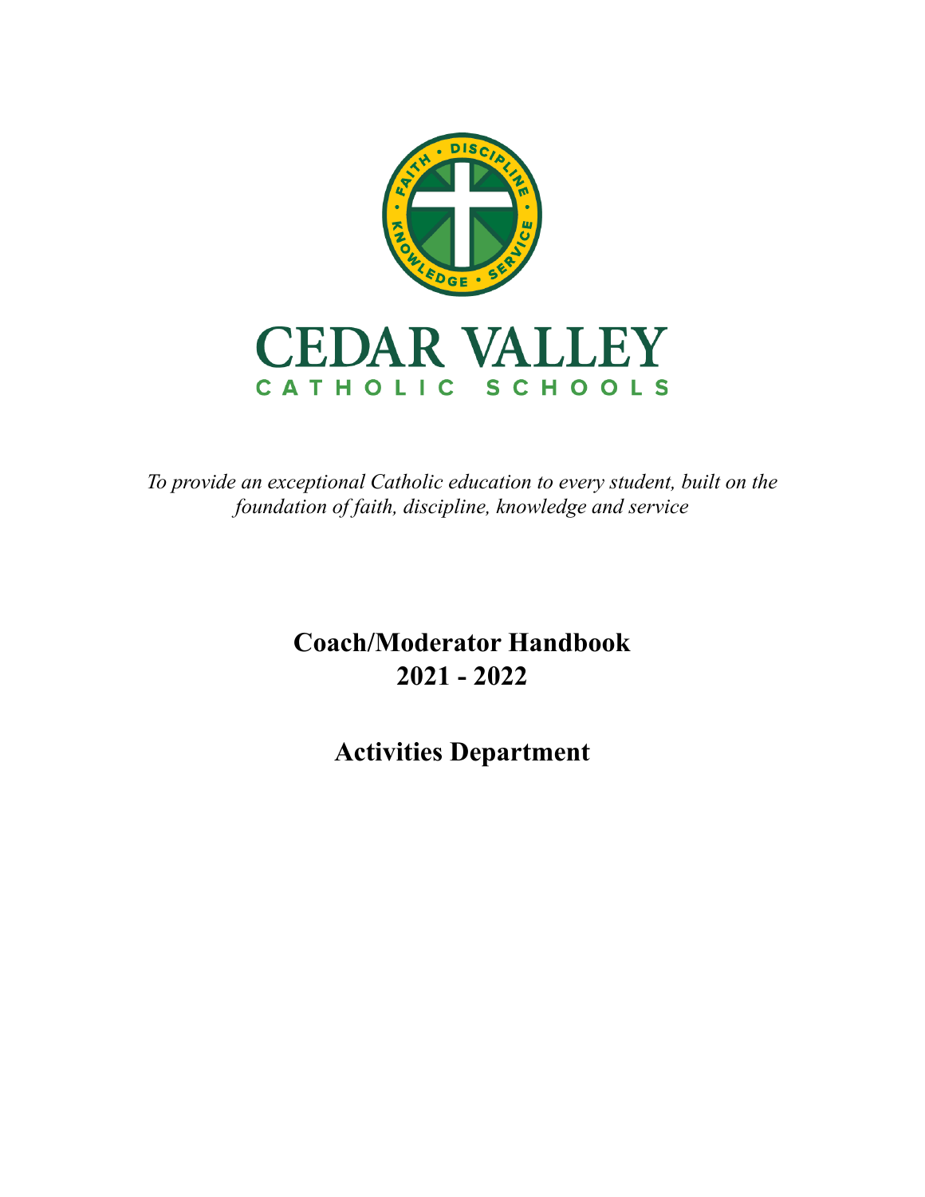# CEDAR VALLEY

CATHOLIC SCHOOLS

*To provide an exceptional Catholic education to every student, built on the foundation of faith, discipline, knowledge and service*

## Coach/Moderator Handbook
## 2021 - 2022

## Activities Department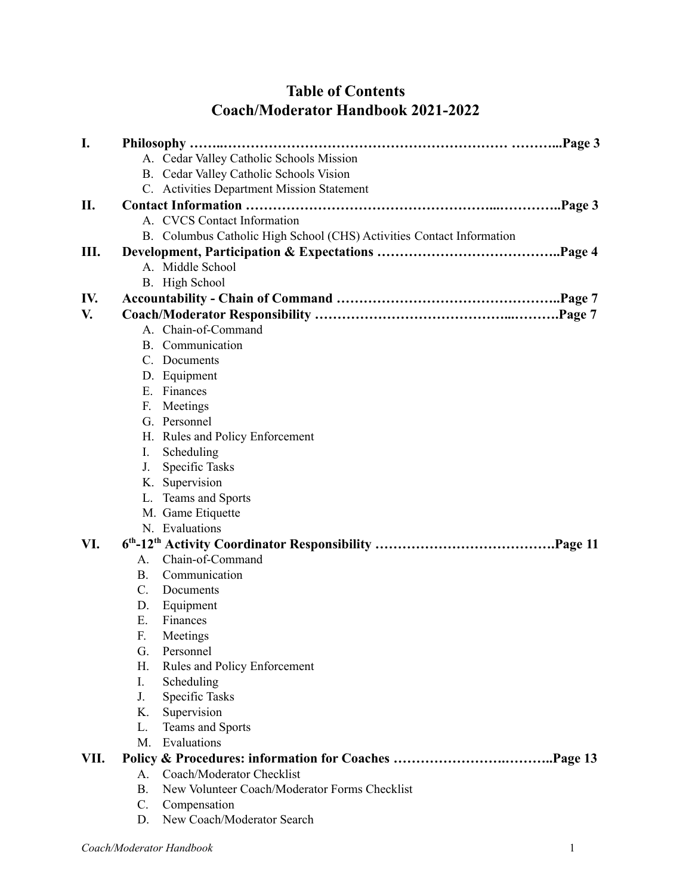# Table of Contents
# Coach/Moderator Handbook 2021-2022

**I. Philosophy ……..……………………………………………………… ………...Page 3**

A. Cedar Valley Catholic Schools Mission
B. Cedar Valley Catholic Schools Vision
C. Activities Department Mission Statement

**II. Contact Information ……………………………………………...…………..Page 3**

A. CVCS Contact Information
B. Columbus Catholic High School (CHS) Activities Contact Information

**III. Development, Participation & Expectations …………………………………..Page 4**

A. Middle School
B. High School

**IV. Accountability - Chain of Command ………………………………………..Page 7**

**V. Coach/Moderator Responsibility …………………………………...……….Page 7**

A. Chain-of-Command
B. Communication
C. Documents
D. Equipment
E. Finances
F. Meetings
G. Personnel
H. Rules and Policy Enforcement
I. Scheduling
J. Specific Tasks
K. Supervision
L. Teams and Sports
M. Game Etiquette
N. Evaluations

**VI. 6th-12th Activity Coordinator Responsibility ………………………………….Page 11**

A. Chain-of-Command
B. Communication
C. Documents
D. Equipment
E. Finances
F. Meetings
G. Personnel
H. Rules and Policy Enforcement
I. Scheduling
J. Specific Tasks
K. Supervision
L. Teams and Sports
M. Evaluations

**VII. Policy & Procedures: information for Coaches ………………….………..Page 13**

A. Coach/Moderator Checklist
B. New Volunteer Coach/Moderator Forms Checklist
C. Compensation
D. New Coach/Moderator Search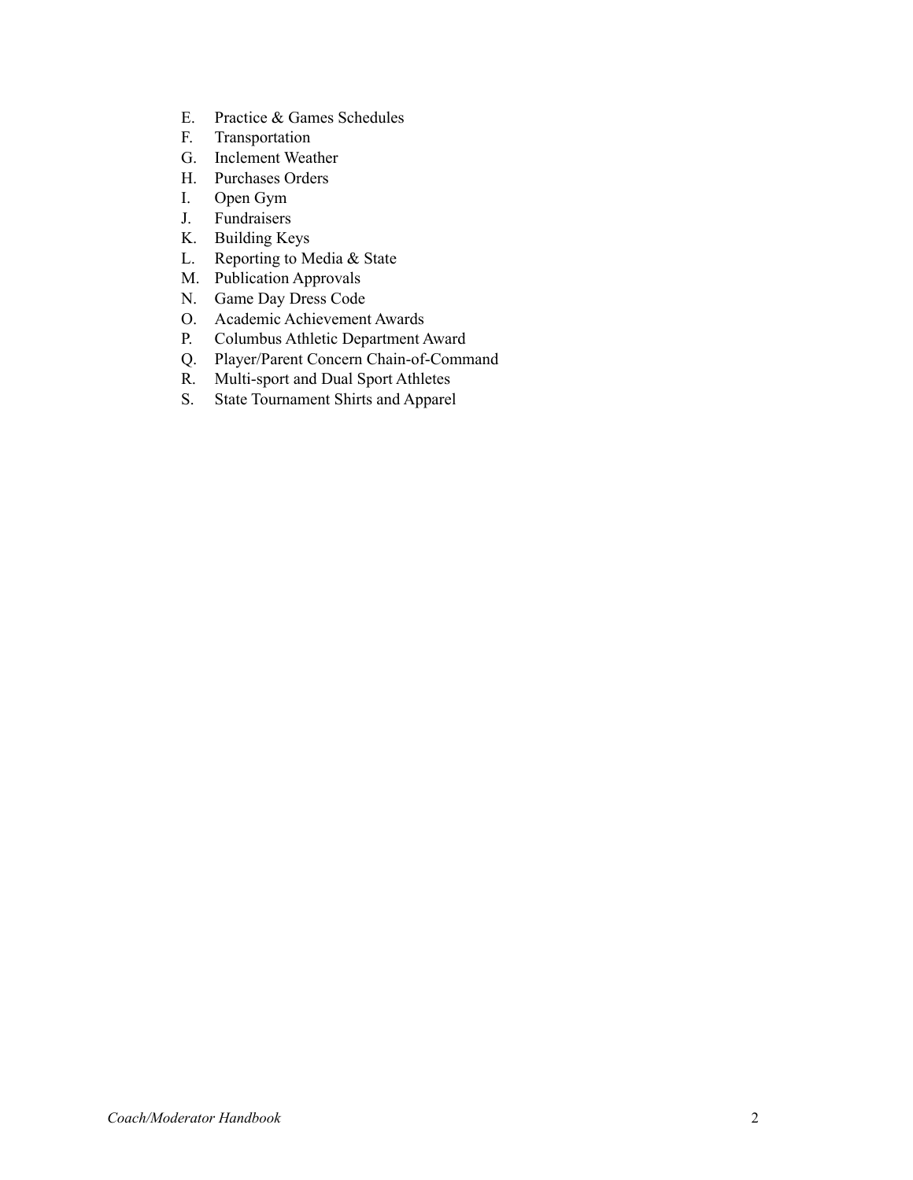E. Practice & Games Schedules
F. Transportation
G. Inclement Weather
H. Purchases Orders
I. Open Gym
J. Fundraisers
K. Building Keys
L. Reporting to Media & State
M. Publication Approvals
N. Game Day Dress Code
O. Academic Achievement Awards
P. Columbus Athletic Department Award
Q. Player/Parent Concern Chain-of-Command
R. Multi-sport and Dual Sport Athletes
S. State Tournament Shirts and Apparel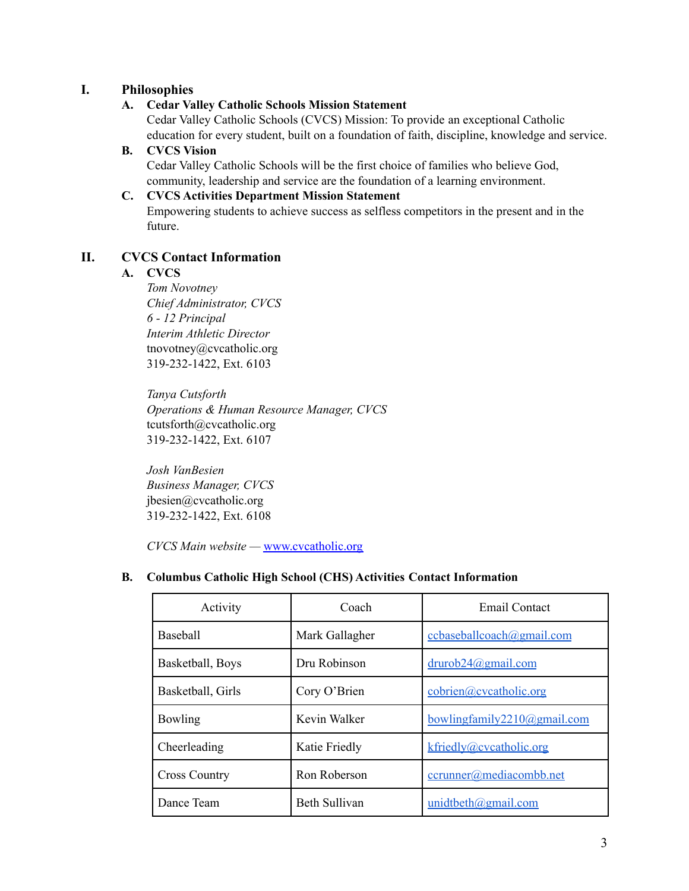# I. Philosophies

## A. Cedar Valley Catholic Schools Mission Statement

Cedar Valley Catholic Schools (CVCS) Mission: To provide an exceptional Catholic education for every student, built on a foundation of faith, discipline, knowledge and service.

## B. CVCS Vision

Cedar Valley Catholic Schools will be the first choice of families who believe God, community, leadership and service are the foundation of a learning environment.

## C. CVCS Activities Department Mission Statement

Empowering students to achieve success as selfless competitors in the present and in the future.

# II. CVCS Contact Information

## A. CVCS

*Tom Novotney*
*Chief Administrator, CVCS*
*6 - 12 Principal*
*Interim Athletic Director*
tnovotney@cvcatholic.org
319-232-1422, Ext. 6103

*Tanya Cutsforth*
*Operations & Human Resource Manager, CVCS*
tcutsforth@cvcatholic.org
319-232-1422, Ext. 6107

*Josh VanBesien*
*Business Manager, CVCS*
jbesien@cvcatholic.org
319-232-1422, Ext. 6108

*CVCS Main website* — www.cvcatholic.org

## B. Columbus Catholic High School (CHS) Activities Contact Information

| Activity | Coach | Email Contact |
|---|---|---|
| Baseball | Mark Gallagher | ccbaseballcoach@gmail.com |
| Basketball, Boys | Dru Robinson | drurob24@gmail.com |
| Basketball, Girls | Cory O'Brien | cobrien@cvcatholic.org |
| Bowling | Kevin Walker | bowlingfamily2210@gmail.com |
| Cheerleading | Katie Friedly | kfriedly@cvcatholic.org |
| Cross Country | Ron Roberson | ccrunner@mediacombb.net |
| Dance Team | Beth Sullivan | unidtbeth@gmail.com |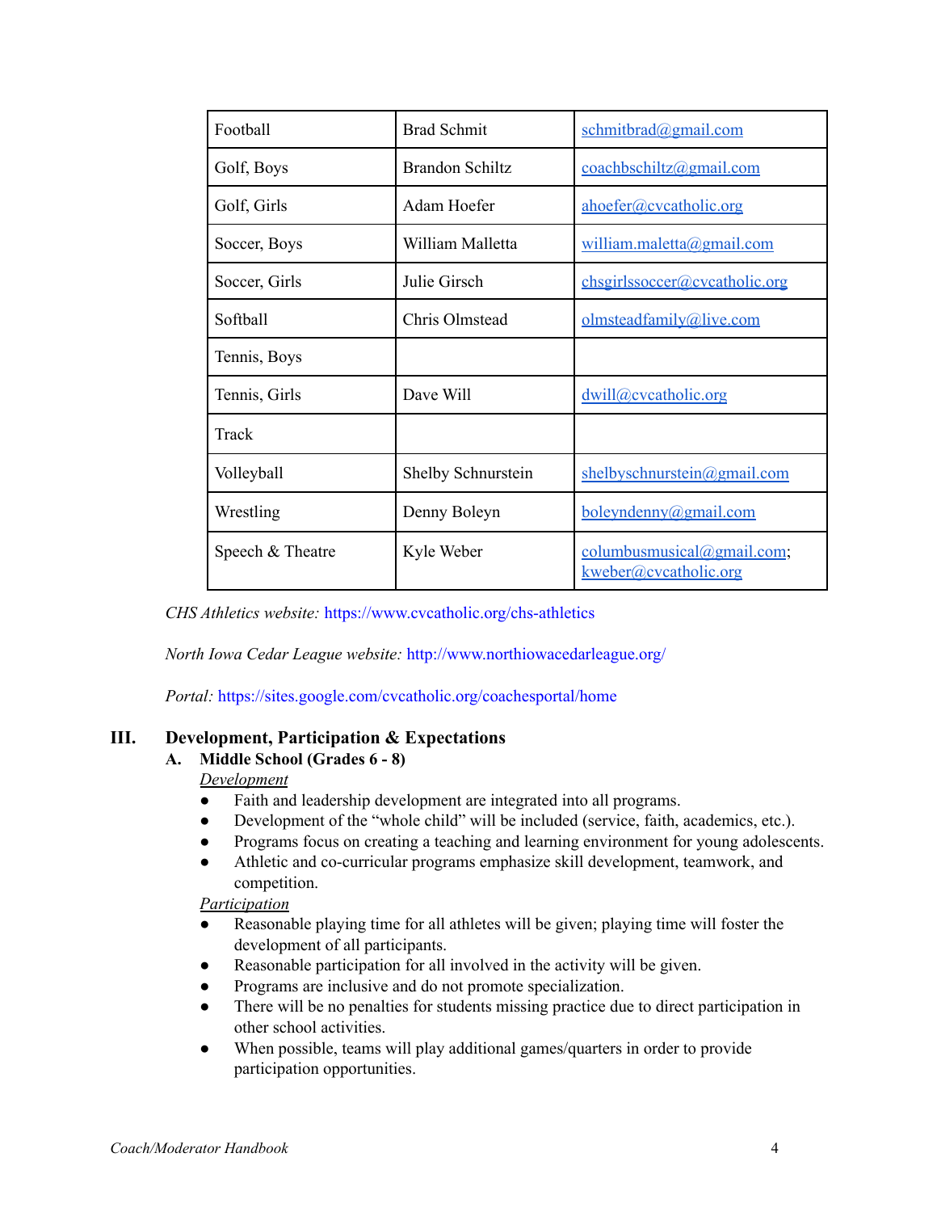| Football | Brad Schmit | schmitbrad@gmail.com |
|---|---|---|
| Golf, Boys | Brandon Schiltz | coachbschiltz@gmail.com |
| Golf, Girls | Adam Hoefer | ahoefer@cvcatholic.org |
| Soccer, Boys | William Malletta | william.maletta@gmail.com |
| Soccer, Girls | Julie Girsch | chsgirlssoccer@cvcatholic.org |
| Softball | Chris Olmstead | olmsteadfamily@live.com |
| Tennis, Boys | | |
| Tennis, Girls | Dave Will | dwill@cvcatholic.org |
| Track | | |
| Volleyball | Shelby Schnurstein | shelbyschnurstein@gmail.com |
| Wrestling | Denny Boleyn | boleyndenny@gmail.com |
| Speech & Theatre | Kyle Weber | columbusmusical@gmail.com; kweber@cvcatholic.org |

*CHS Athletics website:* https://www.cvcatholic.org/chs-athletics

*North Iowa Cedar League website:* http://www.northiowacedarleague.org/

*Portal:* https://sites.google.com/cvcatholic.org/coachesportal/home

## III. Development, Participation & Expectations

### A. Middle School (Grades 6 - 8)

<u>*Development*</u>

- Faith and leadership development are integrated into all programs.
- Development of the "whole child" will be included (service, faith, academics, etc.).
- Programs focus on creating a teaching and learning environment for young adolescents.
- Athletic and co-curricular programs emphasize skill development, teamwork, and competition.

<u>*Participation*</u>

- Reasonable playing time for all athletes will be given; playing time will foster the development of all participants.
- Reasonable participation for all involved in the activity will be given.
- Programs are inclusive and do not promote specialization.
- There will be no penalties for students missing practice due to direct participation in other school activities.
- When possible, teams will play additional games/quarters in order to provide participation opportunities.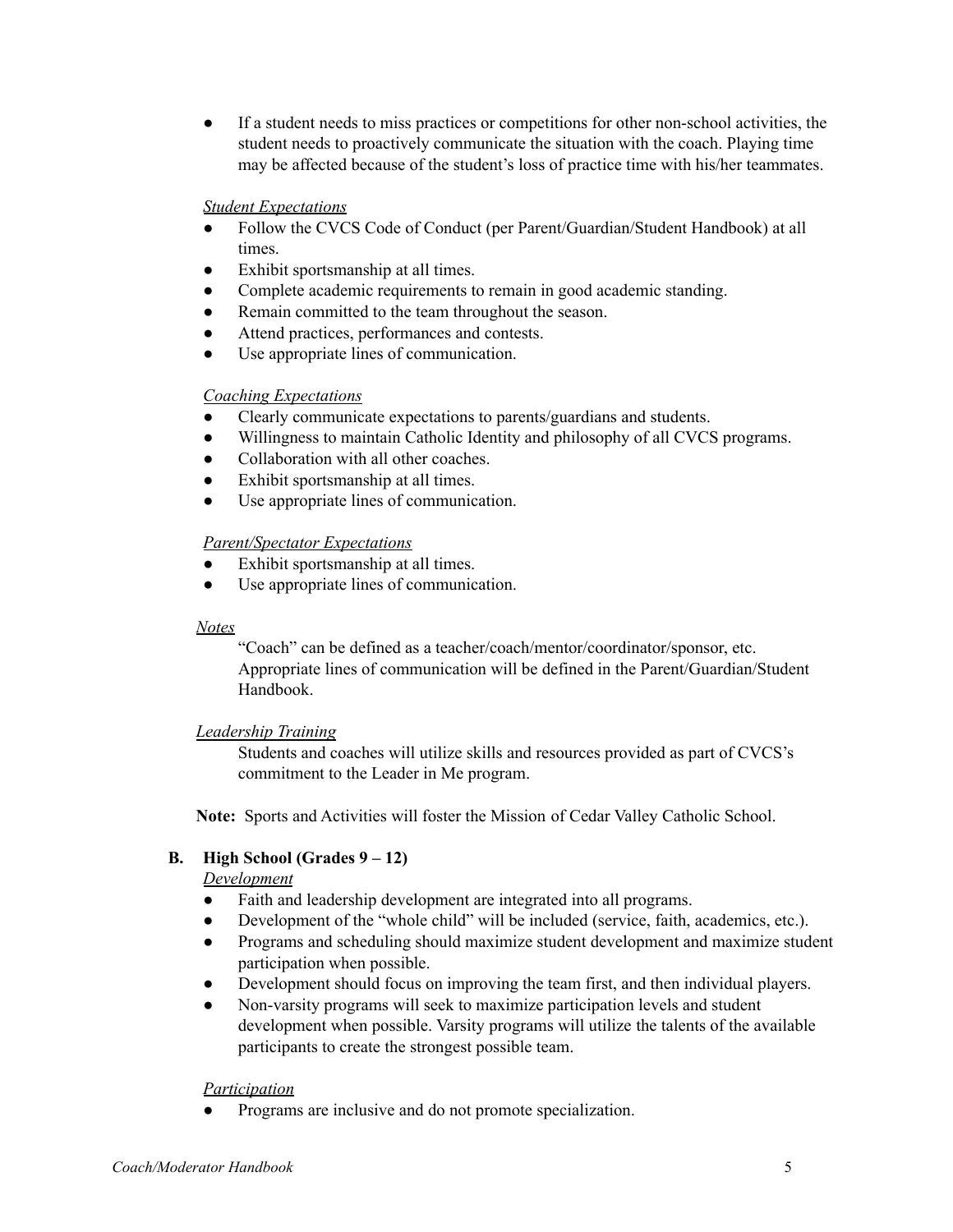- If a student needs to miss practices or competitions for other non-school activities, the student needs to proactively communicate the situation with the coach. Playing time may be affected because of the student's loss of practice time with his/her teammates.

*Student Expectations*

- Follow the CVCS Code of Conduct (per Parent/Guardian/Student Handbook) at all times.
- Exhibit sportsmanship at all times.
- Complete academic requirements to remain in good academic standing.
- Remain committed to the team throughout the season.
- Attend practices, performances and contests.
- Use appropriate lines of communication.

*Coaching Expectations*

- Clearly communicate expectations to parents/guardians and students.
- Willingness to maintain Catholic Identity and philosophy of all CVCS programs.
- Collaboration with all other coaches.
- Exhibit sportsmanship at all times.
- Use appropriate lines of communication.

*Parent/Spectator Expectations*

- Exhibit sportsmanship at all times.
- Use appropriate lines of communication.

*Notes*

"Coach" can be defined as a teacher/coach/mentor/coordinator/sponsor, etc. Appropriate lines of communication will be defined in the Parent/Guardian/Student Handbook.

*Leadership Training*

Students and coaches will utilize skills and resources provided as part of CVCS's commitment to the Leader in Me program.

**Note:** Sports and Activities will foster the Mission of Cedar Valley Catholic School.

### B. High School (Grades 9 – 12)

*Development*

- Faith and leadership development are integrated into all programs.
- Development of the "whole child" will be included (service, faith, academics, etc.).
- Programs and scheduling should maximize student development and maximize student participation when possible.
- Development should focus on improving the team first, and then individual players.
- Non-varsity programs will seek to maximize participation levels and student development when possible. Varsity programs will utilize the talents of the available participants to create the strongest possible team.

*Participation*

- Programs are inclusive and do not promote specialization.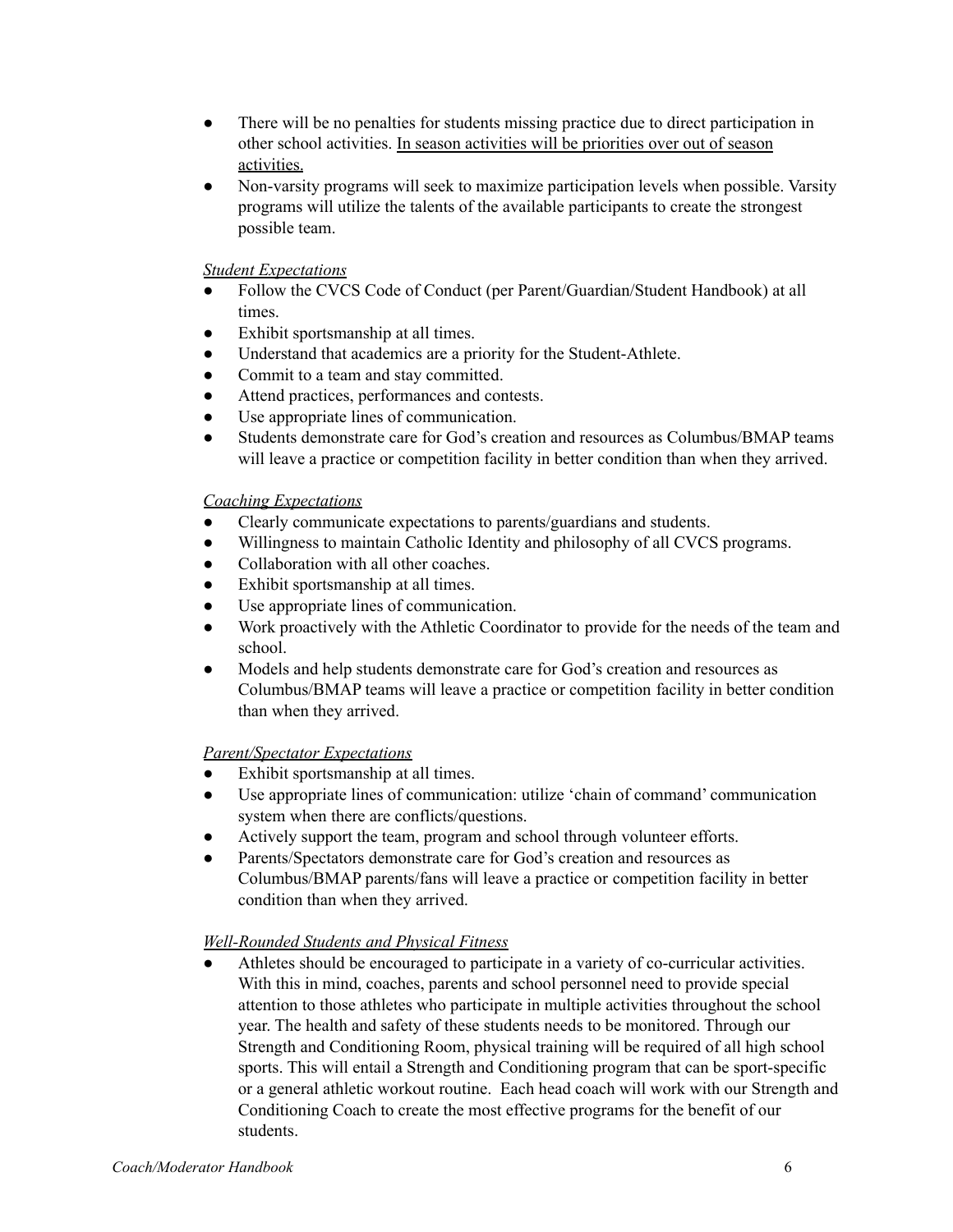- There will be no penalties for students missing practice due to direct participation in other school activities. <u>In season activities will be priorities over out of season activities.</u>
- Non-varsity programs will seek to maximize participation levels when possible. Varsity programs will utilize the talents of the available participants to create the strongest possible team.

*<u>Student Expectations</u>*

- Follow the CVCS Code of Conduct (per Parent/Guardian/Student Handbook) at all times.
- Exhibit sportsmanship at all times.
- Understand that academics are a priority for the Student-Athlete.
- Commit to a team and stay committed.
- Attend practices, performances and contests.
- Use appropriate lines of communication.
- Students demonstrate care for God's creation and resources as Columbus/BMAP teams will leave a practice or competition facility in better condition than when they arrived.

*<u>Coaching Expectations</u>*

- Clearly communicate expectations to parents/guardians and students.
- Willingness to maintain Catholic Identity and philosophy of all CVCS programs.
- Collaboration with all other coaches.
- Exhibit sportsmanship at all times.
- Use appropriate lines of communication.
- Work proactively with the Athletic Coordinator to provide for the needs of the team and school.
- Models and help students demonstrate care for God's creation and resources as Columbus/BMAP teams will leave a practice or competition facility in better condition than when they arrived.

*<u>Parent/Spectator Expectations</u>*

- Exhibit sportsmanship at all times.
- Use appropriate lines of communication: utilize 'chain of command' communication system when there are conflicts/questions.
- Actively support the team, program and school through volunteer efforts.
- Parents/Spectators demonstrate care for God's creation and resources as Columbus/BMAP parents/fans will leave a practice or competition facility in better condition than when they arrived.

*<u>Well-Rounded Students and Physical Fitness</u>*

- Athletes should be encouraged to participate in a variety of co-curricular activities. With this in mind, coaches, parents and school personnel need to provide special attention to those athletes who participate in multiple activities throughout the school year. The health and safety of these students needs to be monitored. Through our Strength and Conditioning Room, physical training will be required of all high school sports. This will entail a Strength and Conditioning program that can be sport-specific or a general athletic workout routine. Each head coach will work with our Strength and Conditioning Coach to create the most effective programs for the benefit of our students.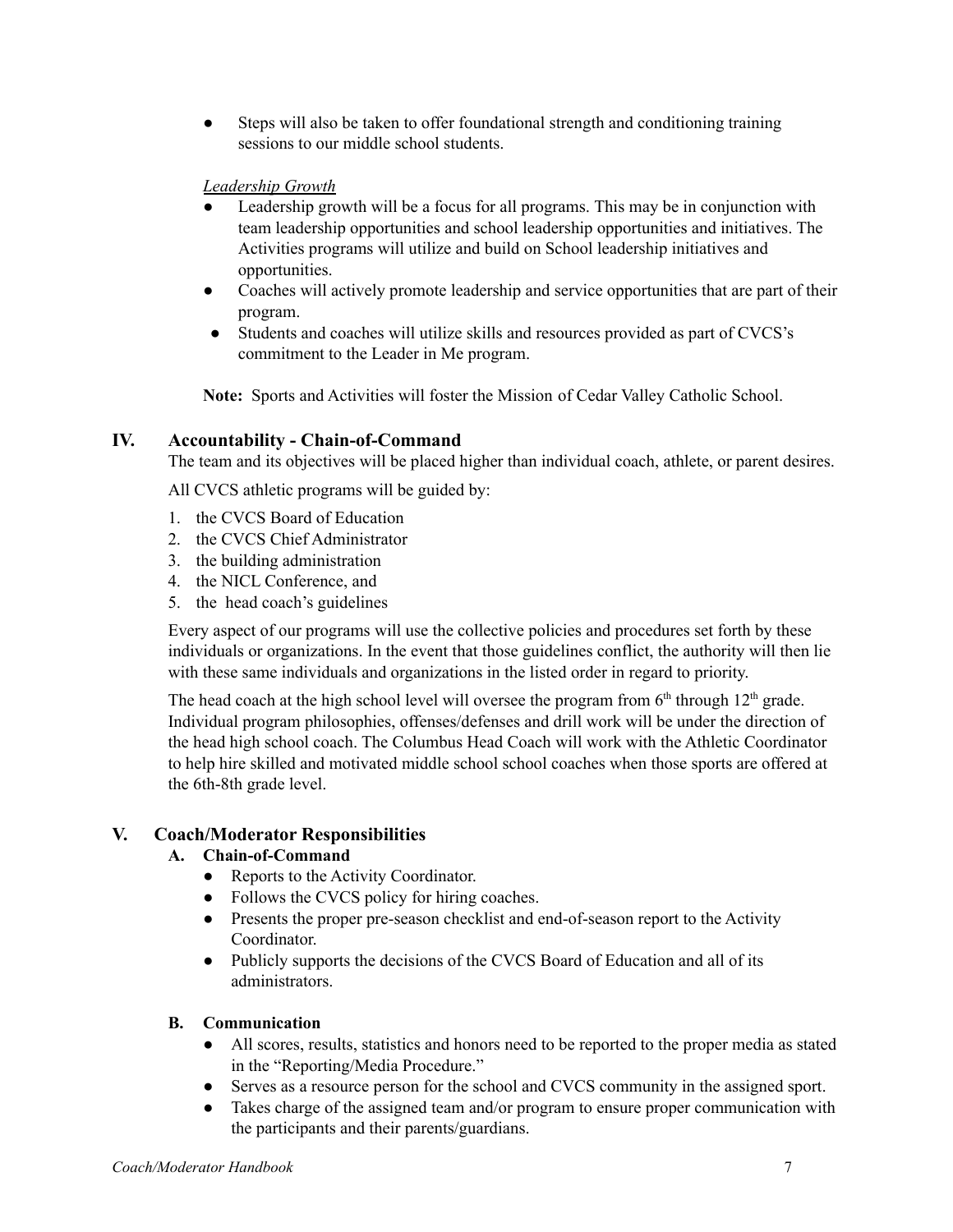- Steps will also be taken to offer foundational strength and conditioning training sessions to our middle school students.

*Leadership Growth*

- Leadership growth will be a focus for all programs. This may be in conjunction with team leadership opportunities and school leadership opportunities and initiatives. The Activities programs will utilize and build on School leadership initiatives and opportunities.
- Coaches will actively promote leadership and service opportunities that are part of their program.
- Students and coaches will utilize skills and resources provided as part of CVCS's commitment to the Leader in Me program.

**Note:** Sports and Activities will foster the Mission of Cedar Valley Catholic School.

## IV. Accountability - Chain-of-Command

The team and its objectives will be placed higher than individual coach, athlete, or parent desires.

All CVCS athletic programs will be guided by:

1. the CVCS Board of Education
2. the CVCS Chief Administrator
3. the building administration
4. the NICL Conference, and
5. the head coach's guidelines

Every aspect of our programs will use the collective policies and procedures set forth by these individuals or organizations. In the event that those guidelines conflict, the authority will then lie with these same individuals and organizations in the listed order in regard to priority.

The head coach at the high school level will oversee the program from 6th through 12th grade. Individual program philosophies, offenses/defenses and drill work will be under the direction of the head high school coach. The Columbus Head Coach will work with the Athletic Coordinator to help hire skilled and motivated middle school school coaches when those sports are offered at the 6th-8th grade level.

## V. Coach/Moderator Responsibilities

### A. Chain-of-Command

- Reports to the Activity Coordinator.
- Follows the CVCS policy for hiring coaches.
- Presents the proper pre-season checklist and end-of-season report to the Activity Coordinator.
- Publicly supports the decisions of the CVCS Board of Education and all of its administrators.

### B. Communication

- All scores, results, statistics and honors need to be reported to the proper media as stated in the "Reporting/Media Procedure."
- Serves as a resource person for the school and CVCS community in the assigned sport.
- Takes charge of the assigned team and/or program to ensure proper communication with the participants and their parents/guardians.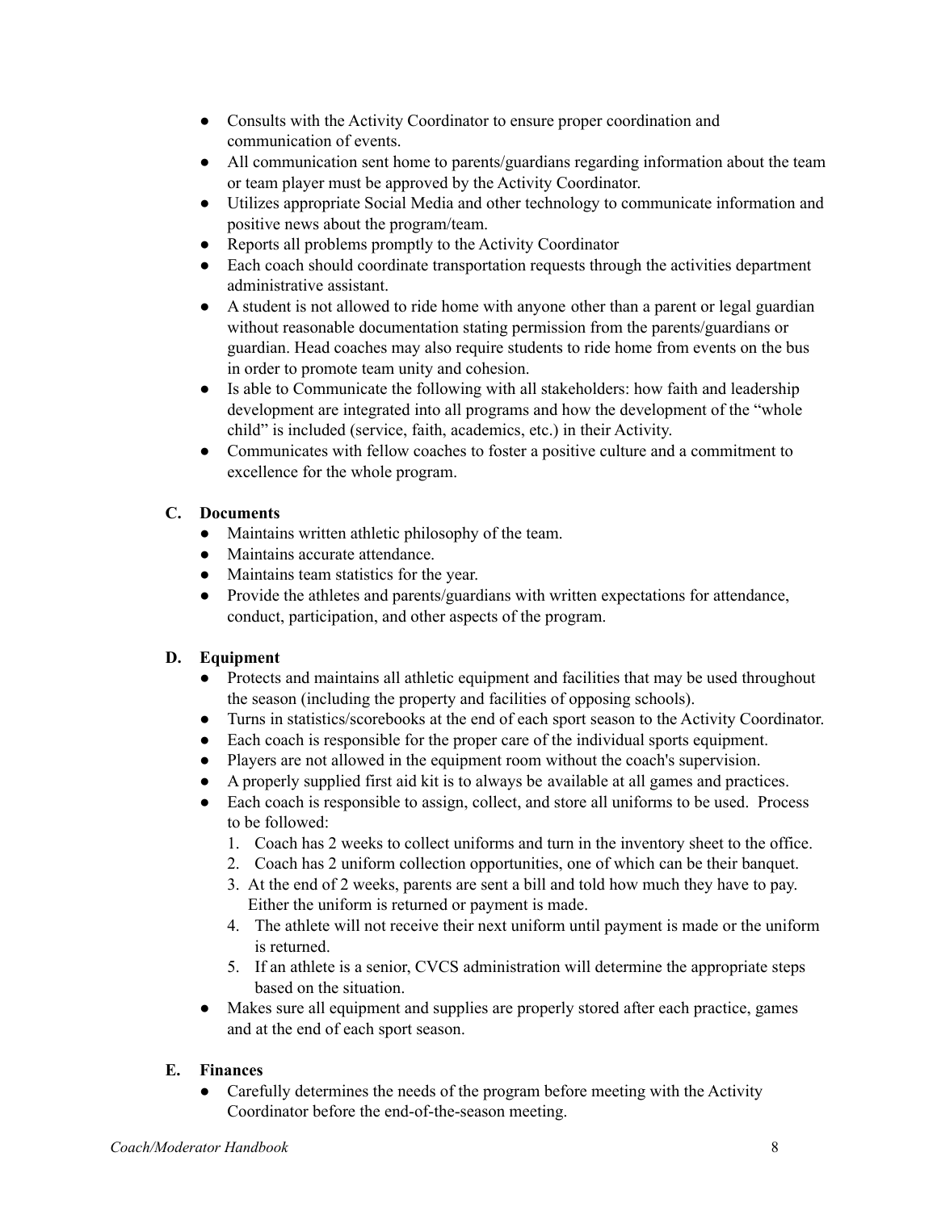- Consults with the Activity Coordinator to ensure proper coordination and communication of events.
- All communication sent home to parents/guardians regarding information about the team or team player must be approved by the Activity Coordinator.
- Utilizes appropriate Social Media and other technology to communicate information and positive news about the program/team.
- Reports all problems promptly to the Activity Coordinator
- Each coach should coordinate transportation requests through the activities department administrative assistant.
- A student is not allowed to ride home with anyone other than a parent or legal guardian without reasonable documentation stating permission from the parents/guardians or guardian. Head coaches may also require students to ride home from events on the bus in order to promote team unity and cohesion.
- Is able to Communicate the following with all stakeholders: how faith and leadership development are integrated into all programs and how the development of the "whole child" is included (service, faith, academics, etc.) in their Activity.
- Communicates with fellow coaches to foster a positive culture and a commitment to excellence for the whole program.

### C. Documents

- Maintains written athletic philosophy of the team.
- Maintains accurate attendance.
- Maintains team statistics for the year.
- Provide the athletes and parents/guardians with written expectations for attendance, conduct, participation, and other aspects of the program.

### D. Equipment

- Protects and maintains all athletic equipment and facilities that may be used throughout the season (including the property and facilities of opposing schools).
- Turns in statistics/scorebooks at the end of each sport season to the Activity Coordinator.
- Each coach is responsible for the proper care of the individual sports equipment.
- Players are not allowed in the equipment room without the coach's supervision.
- A properly supplied first aid kit is to always be available at all games and practices.
- Each coach is responsible to assign, collect, and store all uniforms to be used. Process to be followed:
  1. Coach has 2 weeks to collect uniforms and turn in the inventory sheet to the office.
  2. Coach has 2 uniform collection opportunities, one of which can be their banquet.
  3. At the end of 2 weeks, parents are sent a bill and told how much they have to pay. Either the uniform is returned or payment is made.
  4. The athlete will not receive their next uniform until payment is made or the uniform is returned.
  5. If an athlete is a senior, CVCS administration will determine the appropriate steps based on the situation.
- Makes sure all equipment and supplies are properly stored after each practice, games and at the end of each sport season.

### E. Finances

- Carefully determines the needs of the program before meeting with the Activity Coordinator before the end-of-the-season meeting.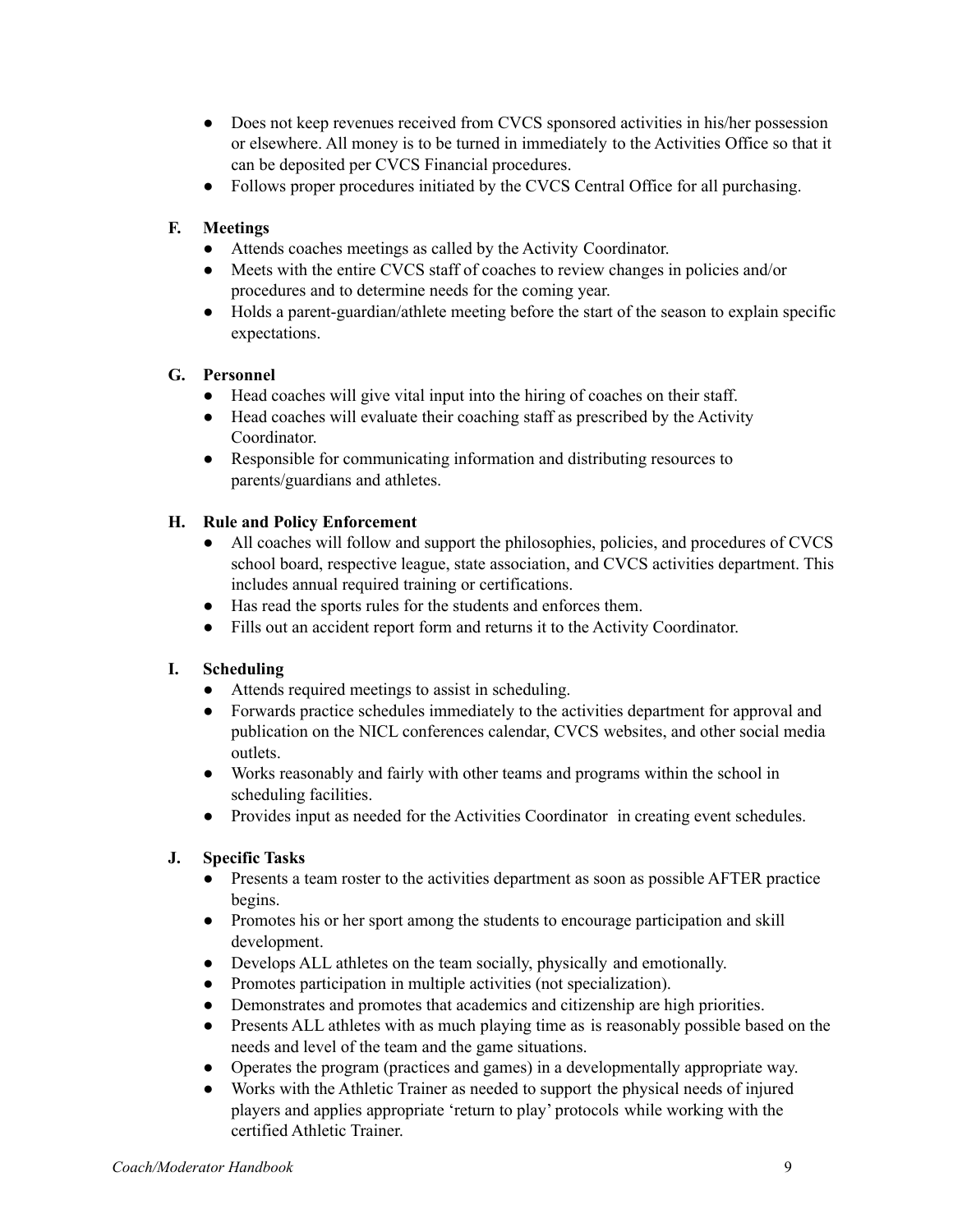- Does not keep revenues received from CVCS sponsored activities in his/her possession or elsewhere. All money is to be turned in immediately to the Activities Office so that it can be deposited per CVCS Financial procedures.
- Follows proper procedures initiated by the CVCS Central Office for all purchasing.

### F. Meetings

- Attends coaches meetings as called by the Activity Coordinator.
- Meets with the entire CVCS staff of coaches to review changes in policies and/or procedures and to determine needs for the coming year.
- Holds a parent-guardian/athlete meeting before the start of the season to explain specific expectations.

### G. Personnel

- Head coaches will give vital input into the hiring of coaches on their staff.
- Head coaches will evaluate their coaching staff as prescribed by the Activity Coordinator.
- Responsible for communicating information and distributing resources to parents/guardians and athletes.

### H. Rule and Policy Enforcement

- All coaches will follow and support the philosophies, policies, and procedures of CVCS school board, respective league, state association, and CVCS activities department. This includes annual required training or certifications.
- Has read the sports rules for the students and enforces them.
- Fills out an accident report form and returns it to the Activity Coordinator.

### I. Scheduling

- Attends required meetings to assist in scheduling.
- Forwards practice schedules immediately to the activities department for approval and publication on the NICL conferences calendar, CVCS websites, and other social media outlets.
- Works reasonably and fairly with other teams and programs within the school in scheduling facilities.
- Provides input as needed for the Activities Coordinator in creating event schedules.

### J. Specific Tasks

- Presents a team roster to the activities department as soon as possible AFTER practice begins.
- Promotes his or her sport among the students to encourage participation and skill development.
- Develops ALL athletes on the team socially, physically and emotionally.
- Promotes participation in multiple activities (not specialization).
- Demonstrates and promotes that academics and citizenship are high priorities.
- Presents ALL athletes with as much playing time as is reasonably possible based on the needs and level of the team and the game situations.
- Operates the program (practices and games) in a developmentally appropriate way.
- Works with the Athletic Trainer as needed to support the physical needs of injured players and applies appropriate 'return to play' protocols while working with the certified Athletic Trainer.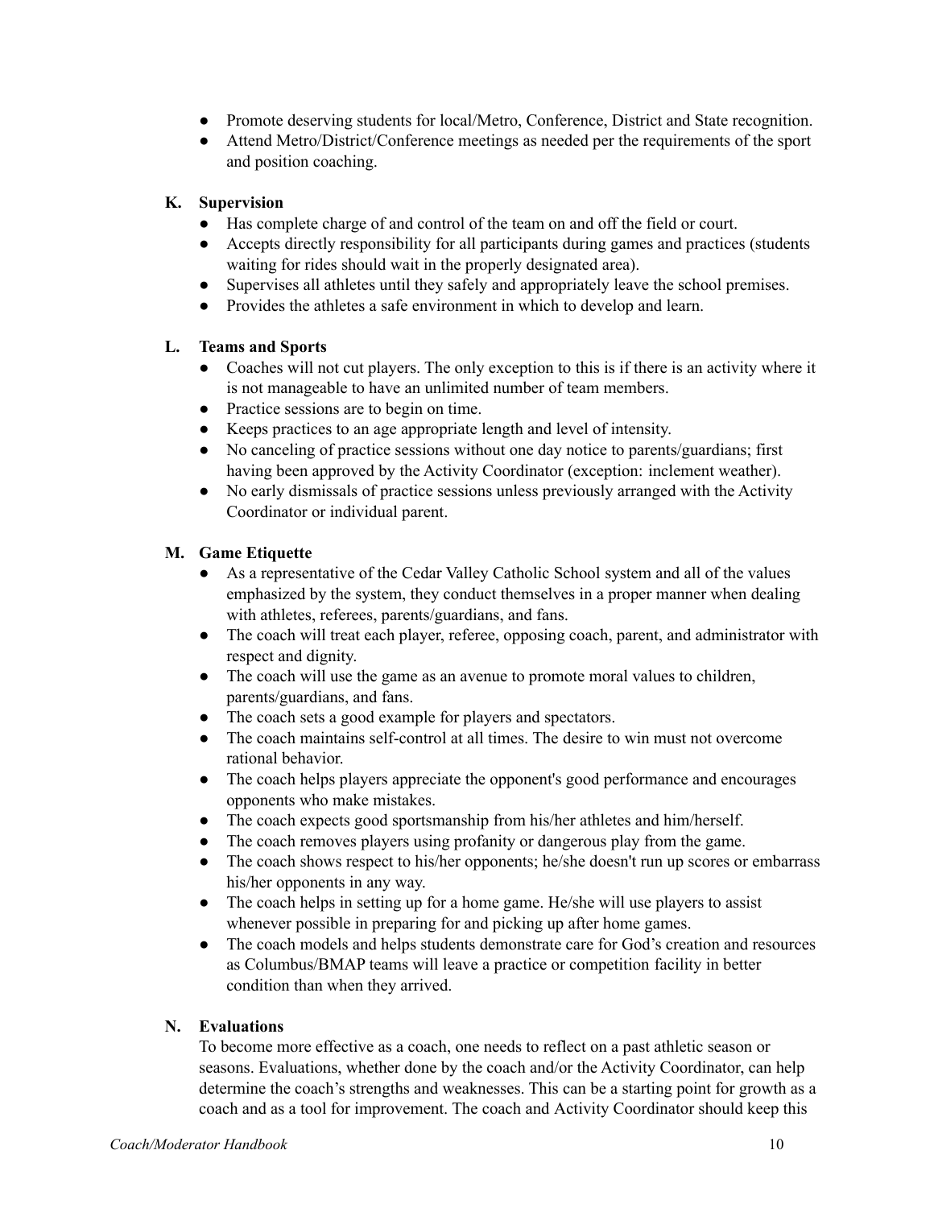- Promote deserving students for local/Metro, Conference, District and State recognition.
- Attend Metro/District/Conference meetings as needed per the requirements of the sport and position coaching.

### K. Supervision

- Has complete charge of and control of the team on and off the field or court.
- Accepts directly responsibility for all participants during games and practices (students waiting for rides should wait in the properly designated area).
- Supervises all athletes until they safely and appropriately leave the school premises.
- Provides the athletes a safe environment in which to develop and learn.

### L. Teams and Sports

- Coaches will not cut players. The only exception to this is if there is an activity where it is not manageable to have an unlimited number of team members.
- Practice sessions are to begin on time.
- Keeps practices to an age appropriate length and level of intensity.
- No canceling of practice sessions without one day notice to parents/guardians; first having been approved by the Activity Coordinator (exception: inclement weather).
- No early dismissals of practice sessions unless previously arranged with the Activity Coordinator or individual parent.

### M. Game Etiquette

- As a representative of the Cedar Valley Catholic School system and all of the values emphasized by the system, they conduct themselves in a proper manner when dealing with athletes, referees, parents/guardians, and fans.
- The coach will treat each player, referee, opposing coach, parent, and administrator with respect and dignity.
- The coach will use the game as an avenue to promote moral values to children, parents/guardians, and fans.
- The coach sets a good example for players and spectators.
- The coach maintains self-control at all times. The desire to win must not overcome rational behavior.
- The coach helps players appreciate the opponent's good performance and encourages opponents who make mistakes.
- The coach expects good sportsmanship from his/her athletes and him/herself.
- The coach removes players using profanity or dangerous play from the game.
- The coach shows respect to his/her opponents; he/she doesn't run up scores or embarrass his/her opponents in any way.
- The coach helps in setting up for a home game. He/she will use players to assist whenever possible in preparing for and picking up after home games.
- The coach models and helps students demonstrate care for God's creation and resources as Columbus/BMAP teams will leave a practice or competition facility in better condition than when they arrived.

### N. Evaluations

To become more effective as a coach, one needs to reflect on a past athletic season or seasons. Evaluations, whether done by the coach and/or the Activity Coordinator, can help determine the coach's strengths and weaknesses. This can be a starting point for growth as a coach and as a tool for improvement. The coach and Activity Coordinator should keep this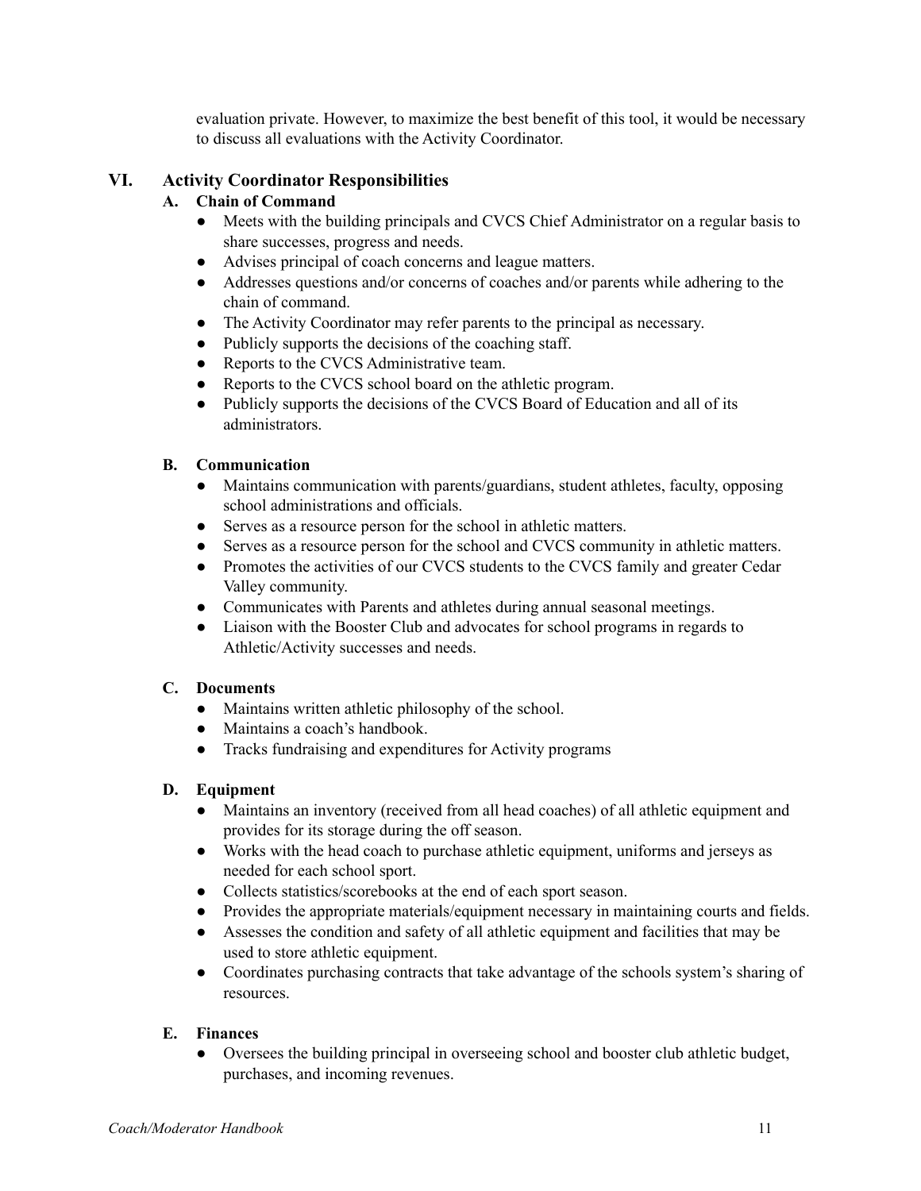evaluation private. However, to maximize the best benefit of this tool, it would be necessary to discuss all evaluations with the Activity Coordinator.

## VI. Activity Coordinator Responsibilities

### A. Chain of Command

- Meets with the building principals and CVCS Chief Administrator on a regular basis to share successes, progress and needs.
- Advises principal of coach concerns and league matters.
- Addresses questions and/or concerns of coaches and/or parents while adhering to the chain of command.
- The Activity Coordinator may refer parents to the principal as necessary.
- Publicly supports the decisions of the coaching staff.
- Reports to the CVCS Administrative team.
- Reports to the CVCS school board on the athletic program.
- Publicly supports the decisions of the CVCS Board of Education and all of its administrators.

### B. Communication

- Maintains communication with parents/guardians, student athletes, faculty, opposing school administrations and officials.
- Serves as a resource person for the school in athletic matters.
- Serves as a resource person for the school and CVCS community in athletic matters.
- Promotes the activities of our CVCS students to the CVCS family and greater Cedar Valley community.
- Communicates with Parents and athletes during annual seasonal meetings.
- Liaison with the Booster Club and advocates for school programs in regards to Athletic/Activity successes and needs.

### C. Documents

- Maintains written athletic philosophy of the school.
- Maintains a coach's handbook.
- Tracks fundraising and expenditures for Activity programs

### D. Equipment

- Maintains an inventory (received from all head coaches) of all athletic equipment and provides for its storage during the off season.
- Works with the head coach to purchase athletic equipment, uniforms and jerseys as needed for each school sport.
- Collects statistics/scorebooks at the end of each sport season.
- Provides the appropriate materials/equipment necessary in maintaining courts and fields.
- Assesses the condition and safety of all athletic equipment and facilities that may be used to store athletic equipment.
- Coordinates purchasing contracts that take advantage of the schools system's sharing of resources.

### E. Finances

- Oversees the building principal in overseeing school and booster club athletic budget, purchases, and incoming revenues.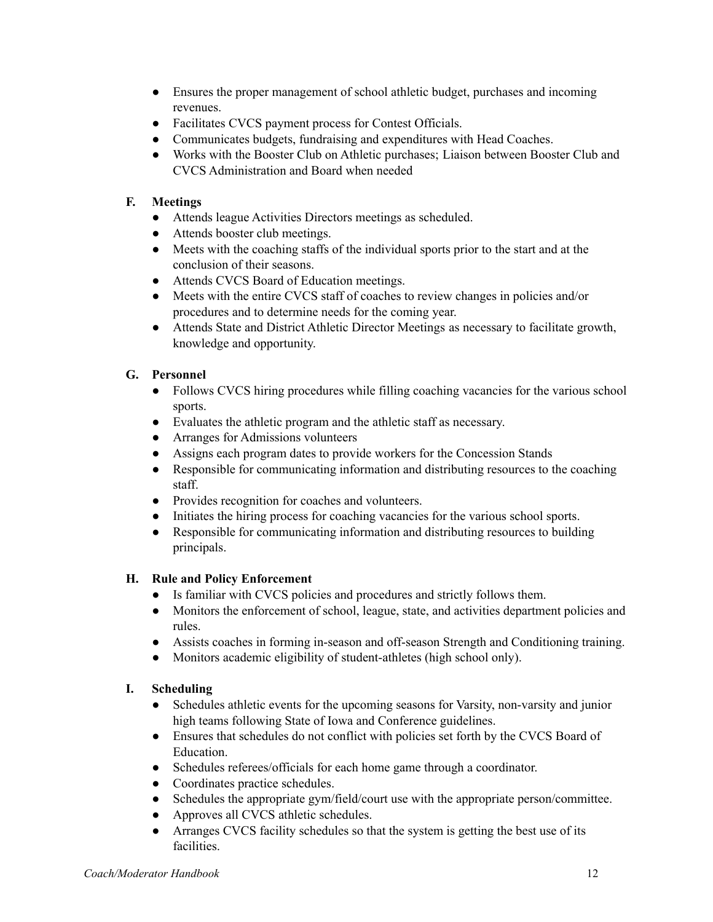- Ensures the proper management of school athletic budget, purchases and incoming revenues.
- Facilitates CVCS payment process for Contest Officials.
- Communicates budgets, fundraising and expenditures with Head Coaches.
- Works with the Booster Club on Athletic purchases; Liaison between Booster Club and CVCS Administration and Board when needed

### F. Meetings

- Attends league Activities Directors meetings as scheduled.
- Attends booster club meetings.
- Meets with the coaching staffs of the individual sports prior to the start and at the conclusion of their seasons.
- Attends CVCS Board of Education meetings.
- Meets with the entire CVCS staff of coaches to review changes in policies and/or procedures and to determine needs for the coming year.
- Attends State and District Athletic Director Meetings as necessary to facilitate growth, knowledge and opportunity.

### G. Personnel

- Follows CVCS hiring procedures while filling coaching vacancies for the various school sports.
- Evaluates the athletic program and the athletic staff as necessary.
- Arranges for Admissions volunteers
- Assigns each program dates to provide workers for the Concession Stands
- Responsible for communicating information and distributing resources to the coaching staff.
- Provides recognition for coaches and volunteers.
- Initiates the hiring process for coaching vacancies for the various school sports.
- Responsible for communicating information and distributing resources to building principals.

### H. Rule and Policy Enforcement

- Is familiar with CVCS policies and procedures and strictly follows them.
- Monitors the enforcement of school, league, state, and activities department policies and rules.
- Assists coaches in forming in-season and off-season Strength and Conditioning training.
- Monitors academic eligibility of student-athletes (high school only).

### I. Scheduling

- Schedules athletic events for the upcoming seasons for Varsity, non-varsity and junior high teams following State of Iowa and Conference guidelines.
- Ensures that schedules do not conflict with policies set forth by the CVCS Board of Education.
- Schedules referees/officials for each home game through a coordinator.
- Coordinates practice schedules.
- Schedules the appropriate gym/field/court use with the appropriate person/committee.
- Approves all CVCS athletic schedules.
- Arranges CVCS facility schedules so that the system is getting the best use of its facilities.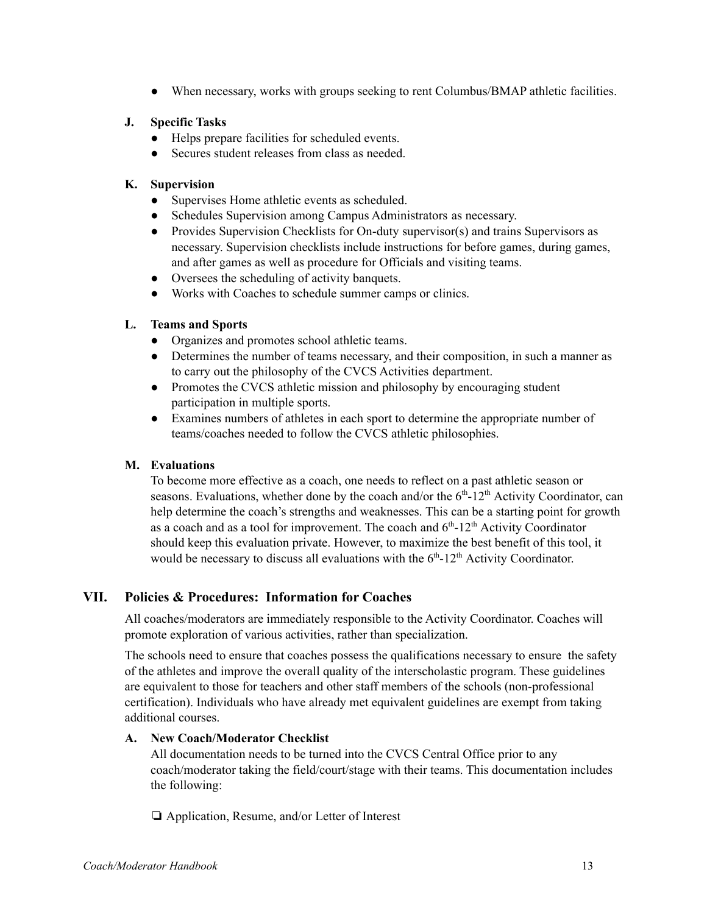- When necessary, works with groups seeking to rent Columbus/BMAP athletic facilities.

### J. Specific Tasks

- Helps prepare facilities for scheduled events.
- Secures student releases from class as needed.

### K. Supervision

- Supervises Home athletic events as scheduled.
- Schedules Supervision among Campus Administrators as necessary.
- Provides Supervision Checklists for On-duty supervisor(s) and trains Supervisors as necessary. Supervision checklists include instructions for before games, during games, and after games as well as procedure for Officials and visiting teams.
- Oversees the scheduling of activity banquets.
- Works with Coaches to schedule summer camps or clinics.

### L. Teams and Sports

- Organizes and promotes school athletic teams.
- Determines the number of teams necessary, and their composition, in such a manner as to carry out the philosophy of the CVCS Activities department.
- Promotes the CVCS athletic mission and philosophy by encouraging student participation in multiple sports.
- Examines numbers of athletes in each sport to determine the appropriate number of teams/coaches needed to follow the CVCS athletic philosophies.

### M. Evaluations

To become more effective as a coach, one needs to reflect on a past athletic season or seasons. Evaluations, whether done by the coach and/or the 6th-12th Activity Coordinator, can help determine the coach's strengths and weaknesses. This can be a starting point for growth as a coach and as a tool for improvement. The coach and 6th-12th Activity Coordinator should keep this evaluation private. However, to maximize the best benefit of this tool, it would be necessary to discuss all evaluations with the 6th-12th Activity Coordinator.

## VII. Policies & Procedures: Information for Coaches

All coaches/moderators are immediately responsible to the Activity Coordinator. Coaches will promote exploration of various activities, rather than specialization.

The schools need to ensure that coaches possess the qualifications necessary to ensure the safety of the athletes and improve the overall quality of the interscholastic program. These guidelines are equivalent to those for teachers and other staff members of the schools (non-professional certification). Individuals who have already met equivalent guidelines are exempt from taking additional courses.

### A. New Coach/Moderator Checklist

All documentation needs to be turned into the CVCS Central Office prior to any coach/moderator taking the field/court/stage with their teams. This documentation includes the following:

- ❏ Application, Resume, and/or Letter of Interest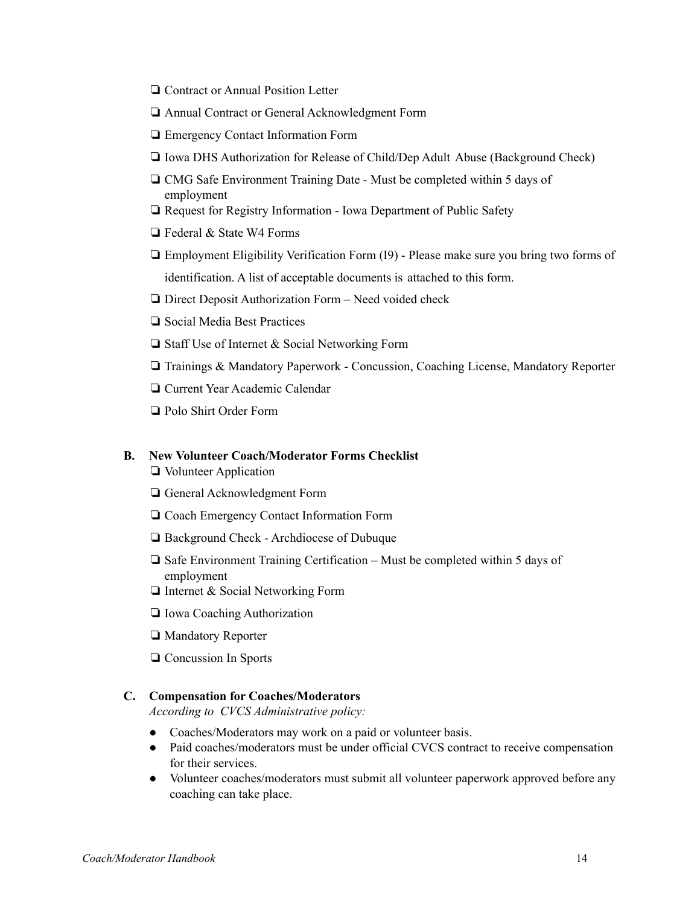- ❏ Contract or Annual Position Letter
- ❏ Annual Contract or General Acknowledgment Form
- ❏ Emergency Contact Information Form
- ❏ Iowa DHS Authorization for Release of Child/Dep Adult Abuse (Background Check)
- ❏ CMG Safe Environment Training Date - Must be completed within 5 days of employment
- ❏ Request for Registry Information - Iowa Department of Public Safety
- ❏ Federal & State W4 Forms
- ❏ Employment Eligibility Verification Form (I9) - Please make sure you bring two forms of identification. A list of acceptable documents is attached to this form.
- ❏ Direct Deposit Authorization Form – Need voided check
- ❏ Social Media Best Practices
- ❏ Staff Use of Internet & Social Networking Form
- ❏ Trainings & Mandatory Paperwork - Concussion, Coaching License, Mandatory Reporter
- ❏ Current Year Academic Calendar
- ❏ Polo Shirt Order Form

### B. New Volunteer Coach/Moderator Forms Checklist

- ❏ Volunteer Application
- ❏ General Acknowledgment Form
- ❏ Coach Emergency Contact Information Form
- ❏ Background Check - Archdiocese of Dubuque
- ❏ Safe Environment Training Certification – Must be completed within 5 days of employment
- ❏ Internet & Social Networking Form
- ❏ Iowa Coaching Authorization
- ❏ Mandatory Reporter
- ❏ Concussion In Sports

### C. Compensation for Coaches/Moderators

*According to CVCS Administrative policy:*

- Coaches/Moderators may work on a paid or volunteer basis.
- Paid coaches/moderators must be under official CVCS contract to receive compensation for their services.
- Volunteer coaches/moderators must submit all volunteer paperwork approved before any coaching can take place.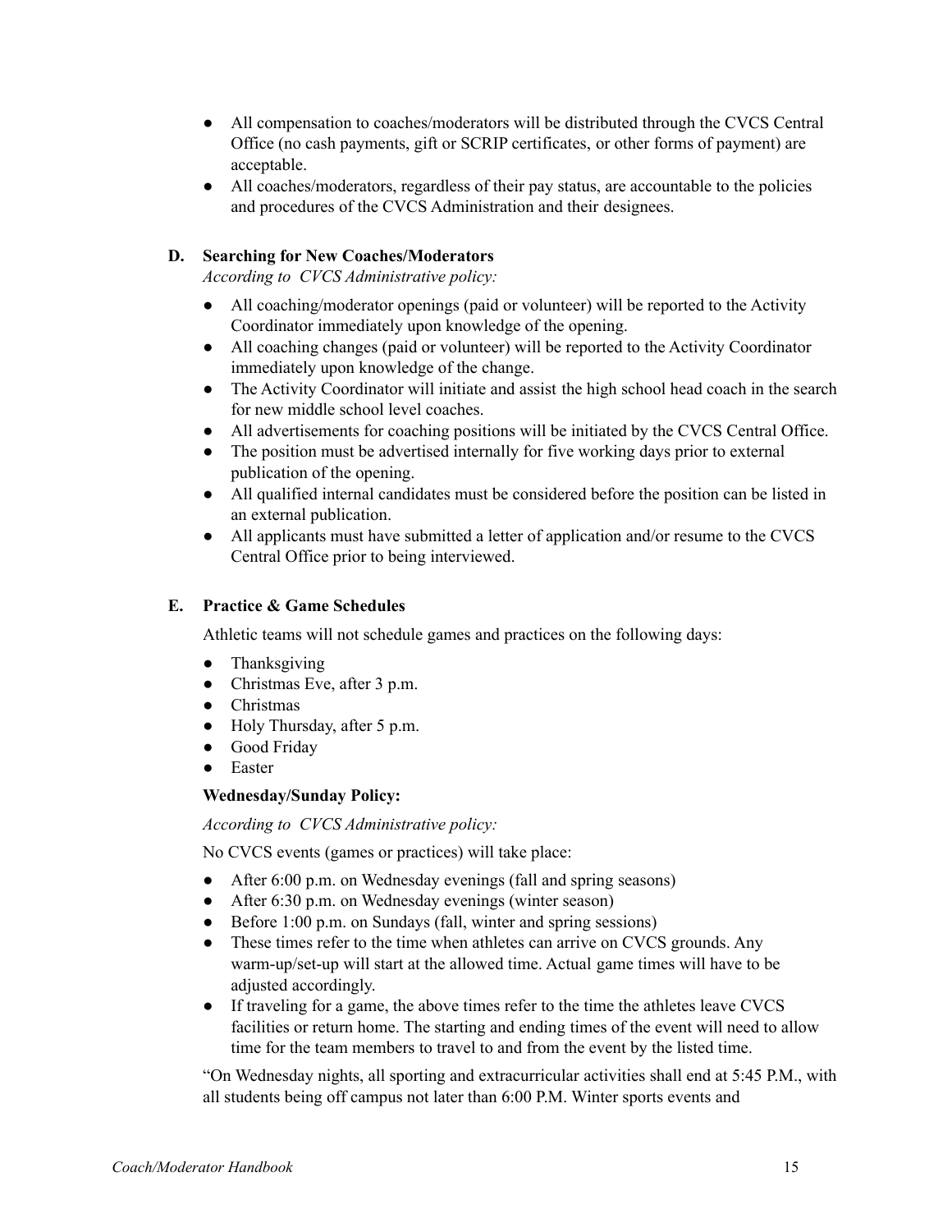- All compensation to coaches/moderators will be distributed through the CVCS Central Office (no cash payments, gift or SCRIP certificates, or other forms of payment) are acceptable.
- All coaches/moderators, regardless of their pay status, are accountable to the policies and procedures of the CVCS Administration and their designees.

### D. Searching for New Coaches/Moderators

*According to CVCS Administrative policy:*

- All coaching/moderator openings (paid or volunteer) will be reported to the Activity Coordinator immediately upon knowledge of the opening.
- All coaching changes (paid or volunteer) will be reported to the Activity Coordinator immediately upon knowledge of the change.
- The Activity Coordinator will initiate and assist the high school head coach in the search for new middle school level coaches.
- All advertisements for coaching positions will be initiated by the CVCS Central Office.
- The position must be advertised internally for five working days prior to external publication of the opening.
- All qualified internal candidates must be considered before the position can be listed in an external publication.
- All applicants must have submitted a letter of application and/or resume to the CVCS Central Office prior to being interviewed.

### E. Practice & Game Schedules

Athletic teams will not schedule games and practices on the following days:

- Thanksgiving
- Christmas Eve, after 3 p.m.
- Christmas
- Holy Thursday, after 5 p.m.
- Good Friday
- Easter

**Wednesday/Sunday Policy:**

*According to CVCS Administrative policy:*

No CVCS events (games or practices) will take place:

- After 6:00 p.m. on Wednesday evenings (fall and spring seasons)
- After 6:30 p.m. on Wednesday evenings (winter season)
- Before 1:00 p.m. on Sundays (fall, winter and spring sessions)
- These times refer to the time when athletes can arrive on CVCS grounds. Any warm-up/set-up will start at the allowed time. Actual game times will have to be adjusted accordingly.
- If traveling for a game, the above times refer to the time the athletes leave CVCS facilities or return home. The starting and ending times of the event will need to allow time for the team members to travel to and from the event by the listed time.

"On Wednesday nights, all sporting and extracurricular activities shall end at 5:45 P.M., with all students being off campus not later than 6:00 P.M. Winter sports events and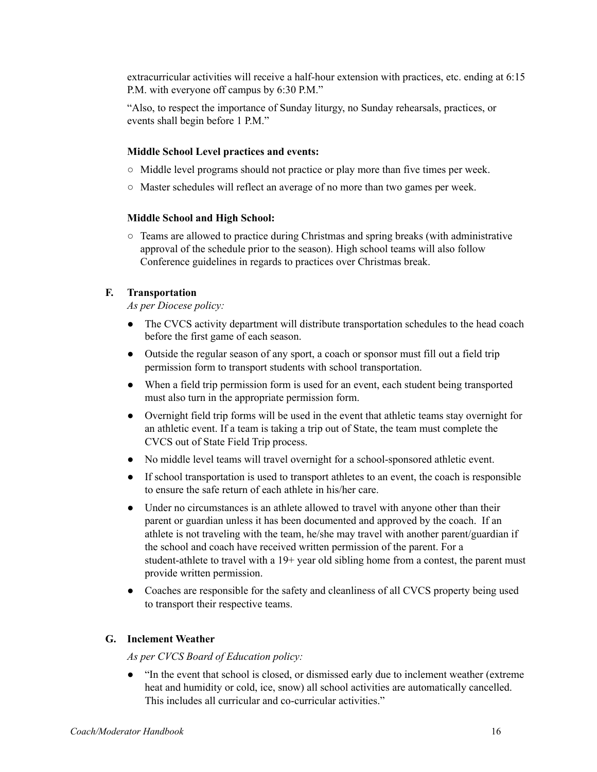extracurricular activities will receive a half-hour extension with practices, etc. ending at 6:15 P.M. with everyone off campus by 6:30 P.M."

"Also, to respect the importance of Sunday liturgy, no Sunday rehearsals, practices, or events shall begin before 1 P.M."

**Middle School Level practices and events:**

- Middle level programs should not practice or play more than five times per week.
- Master schedules will reflect an average of no more than two games per week.

**Middle School and High School:**

- Teams are allowed to practice during Christmas and spring breaks (with administrative approval of the schedule prior to the season). High school teams will also follow Conference guidelines in regards to practices over Christmas break.

### F. Transportation

*As per Diocese policy:*

- The CVCS activity department will distribute transportation schedules to the head coach before the first game of each season.
- Outside the regular season of any sport, a coach or sponsor must fill out a field trip permission form to transport students with school transportation.
- When a field trip permission form is used for an event, each student being transported must also turn in the appropriate permission form.
- Overnight field trip forms will be used in the event that athletic teams stay overnight for an athletic event. If a team is taking a trip out of State, the team must complete the CVCS out of State Field Trip process.
- No middle level teams will travel overnight for a school-sponsored athletic event.
- If school transportation is used to transport athletes to an event, the coach is responsible to ensure the safe return of each athlete in his/her care.
- Under no circumstances is an athlete allowed to travel with anyone other than their parent or guardian unless it has been documented and approved by the coach. If an athlete is not traveling with the team, he/she may travel with another parent/guardian if the school and coach have received written permission of the parent. For a student-athlete to travel with a 19+ year old sibling home from a contest, the parent must provide written permission.
- Coaches are responsible for the safety and cleanliness of all CVCS property being used to transport their respective teams.

### G. Inclement Weather

*As per CVCS Board of Education policy:*

- "In the event that school is closed, or dismissed early due to inclement weather (extreme heat and humidity or cold, ice, snow) all school activities are automatically cancelled. This includes all curricular and co-curricular activities."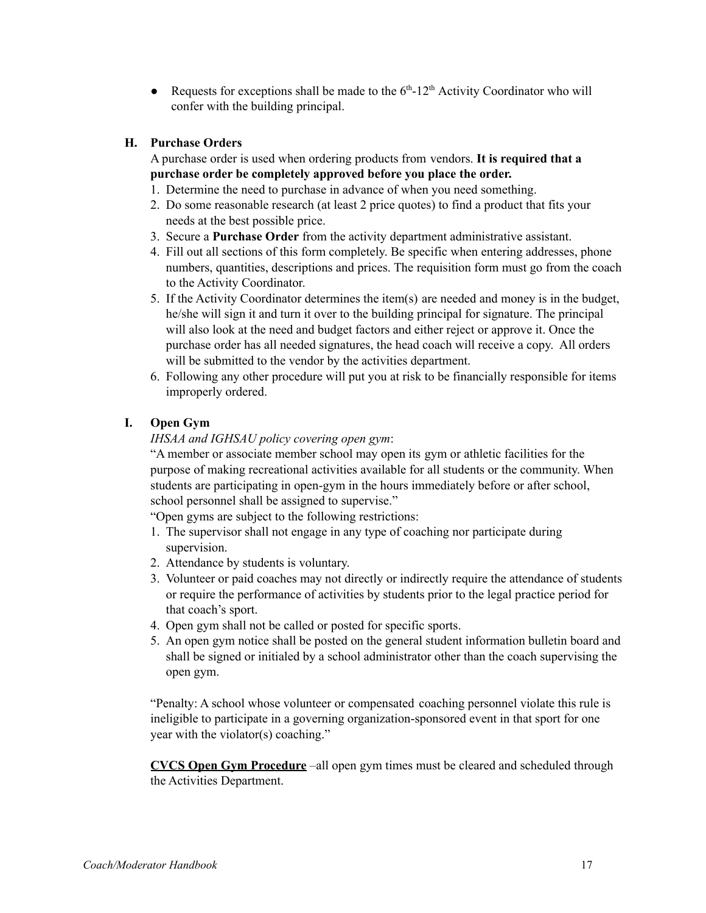- Requests for exceptions shall be made to the 6th-12th Activity Coordinator who will confer with the building principal.

### H. Purchase Orders

A purchase order is used when ordering products from vendors. **It is required that a purchase order be completely approved before you place the order.**

1. Determine the need to purchase in advance of when you need something.
2. Do some reasonable research (at least 2 price quotes) to find a product that fits your needs at the best possible price.
3. Secure a **Purchase Order** from the activity department administrative assistant.
4. Fill out all sections of this form completely. Be specific when entering addresses, phone numbers, quantities, descriptions and prices. The requisition form must go from the coach to the Activity Coordinator.
5. If the Activity Coordinator determines the item(s) are needed and money is in the budget, he/she will sign it and turn it over to the building principal for signature. The principal will also look at the need and budget factors and either reject or approve it. Once the purchase order has all needed signatures, the head coach will receive a copy. All orders will be submitted to the vendor by the activities department.
6. Following any other procedure will put you at risk to be financially responsible for items improperly ordered.

### I. Open Gym

*IHSAA and IGHSAU policy covering open gym*:

"A member or associate member school may open its gym or athletic facilities for the purpose of making recreational activities available for all students or the community. When students are participating in open-gym in the hours immediately before or after school, school personnel shall be assigned to supervise."

"Open gyms are subject to the following restrictions:

1. The supervisor shall not engage in any type of coaching nor participate during supervision.
2. Attendance by students is voluntary.
3. Volunteer or paid coaches may not directly or indirectly require the attendance of students or require the performance of activities by students prior to the legal practice period for that coach's sport.
4. Open gym shall not be called or posted for specific sports.
5. An open gym notice shall be posted on the general student information bulletin board and shall be signed or initialed by a school administrator other than the coach supervising the open gym.

"Penalty: A school whose volunteer or compensated coaching personnel violate this rule is ineligible to participate in a governing organization-sponsored event in that sport for one year with the violator(s) coaching."

**CVCS Open Gym Procedure** –all open gym times must be cleared and scheduled through the Activities Department.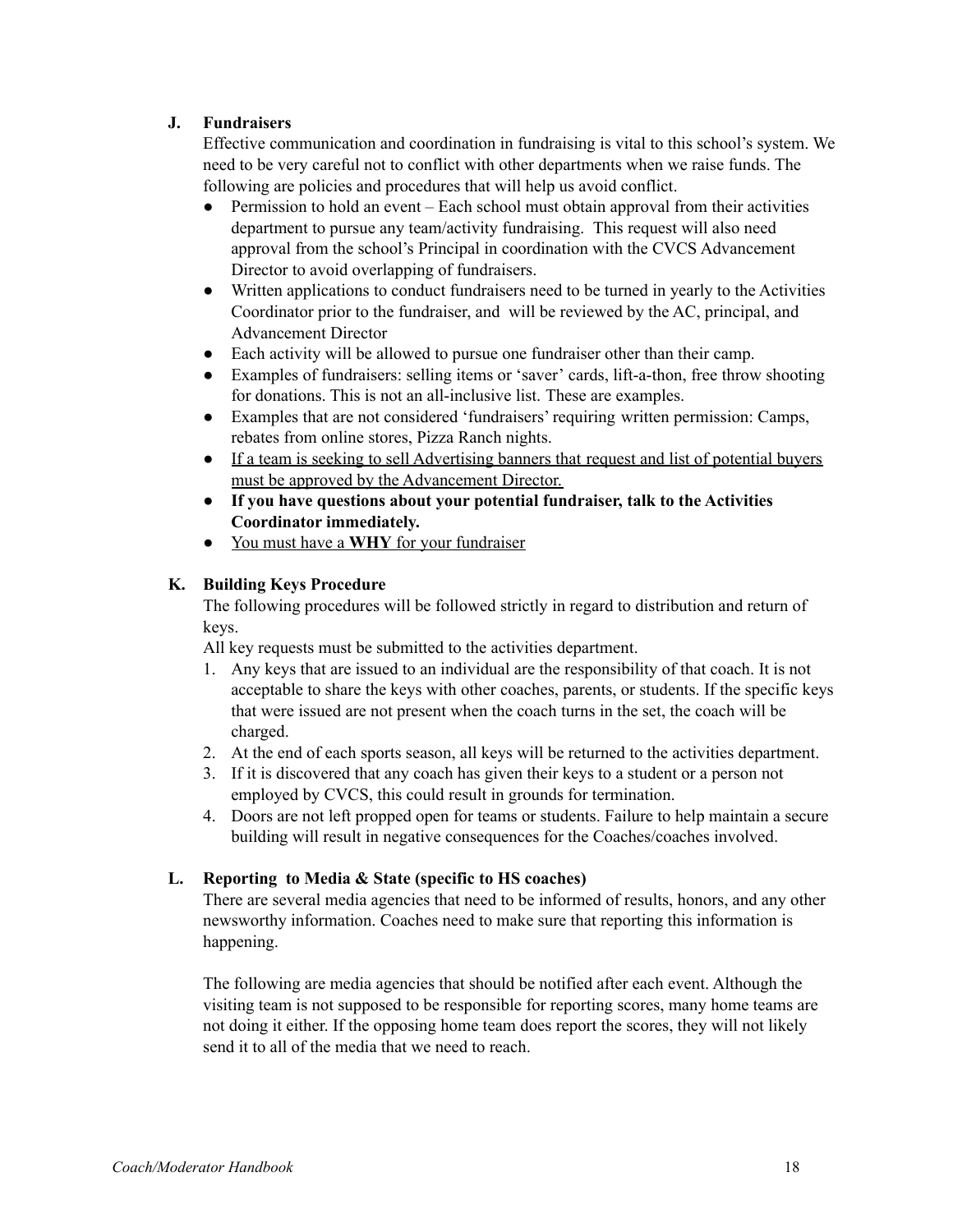## J. Fundraisers

Effective communication and coordination in fundraising is vital to this school's system. We need to be very careful not to conflict with other departments when we raise funds. The following are policies and procedures that will help us avoid conflict.

- Permission to hold an event – Each school must obtain approval from their activities department to pursue any team/activity fundraising. This request will also need approval from the school's Principal in coordination with the CVCS Advancement Director to avoid overlapping of fundraisers.
- Written applications to conduct fundraisers need to be turned in yearly to the Activities Coordinator prior to the fundraiser, and will be reviewed by the AC, principal, and Advancement Director
- Each activity will be allowed to pursue one fundraiser other than their camp.
- Examples of fundraisers: selling items or 'saver' cards, lift-a-thon, free throw shooting for donations. This is not an all-inclusive list. These are examples.
- Examples that are not considered 'fundraisers' requiring written permission: Camps, rebates from online stores, Pizza Ranch nights.
- <u>If a team is seeking to sell Advertising banners that request and list of potential buyers must be approved by the Advancement Director.</u>
- **If you have questions about your potential fundraiser, talk to the Activities Coordinator immediately.**
- <u>You must have a **WHY** for your fundraiser</u>

## K. Building Keys Procedure

The following procedures will be followed strictly in regard to distribution and return of keys.

All key requests must be submitted to the activities department.

1. Any keys that are issued to an individual are the responsibility of that coach. It is not acceptable to share the keys with other coaches, parents, or students. If the specific keys that were issued are not present when the coach turns in the set, the coach will be charged.
2. At the end of each sports season, all keys will be returned to the activities department.
3. If it is discovered that any coach has given their keys to a student or a person not employed by CVCS, this could result in grounds for termination.
4. Doors are not left propped open for teams or students. Failure to help maintain a secure building will result in negative consequences for the Coaches/coaches involved.

## L. Reporting to Media & State (specific to HS coaches)

There are several media agencies that need to be informed of results, honors, and any other newsworthy information. Coaches need to make sure that reporting this information is happening.

The following are media agencies that should be notified after each event. Although the visiting team is not supposed to be responsible for reporting scores, many home teams are not doing it either. If the opposing home team does report the scores, they will not likely send it to all of the media that we need to reach.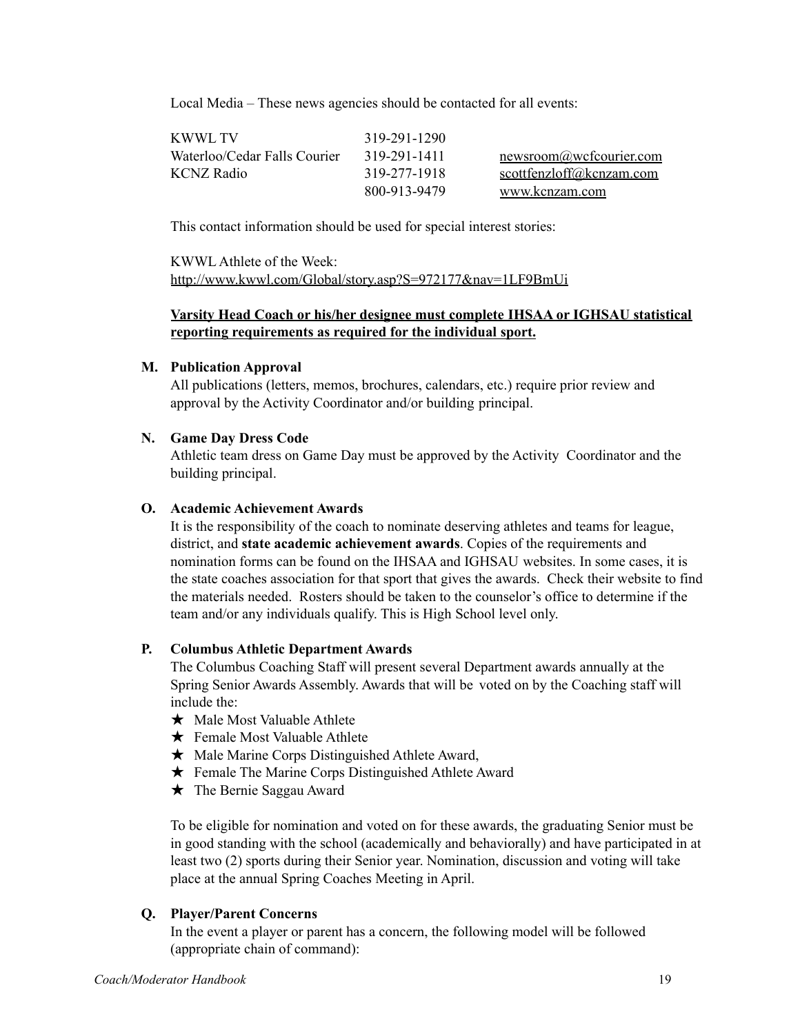Local Media – These news agencies should be contacted for all events:

| | | |
|---|---|---|
| KWWL TV | 319-291-1290 | |
| Waterloo/Cedar Falls Courier | 319-291-1411 | newsroom@wcfcourier.com |
| KCNZ Radio | 319-277-1918 | scottfenzloff@kcnzam.com |
| | 800-913-9479 | www.kcnzam.com |

This contact information should be used for special interest stories:

KWWL Athlete of the Week:
http://www.kwwl.com/Global/story.asp?S=972177&nav=1LF9BmUi

**Varsity Head Coach or his/her designee must complete IHSAA or IGHSAU statistical reporting requirements as required for the individual sport.**

**M. Publication Approval**

All publications (letters, memos, brochures, calendars, etc.) require prior review and approval by the Activity Coordinator and/or building principal.

**N. Game Day Dress Code**

Athletic team dress on Game Day must be approved by the Activity Coordinator and the building principal.

**O. Academic Achievement Awards**

It is the responsibility of the coach to nominate deserving athletes and teams for league, district, and **state academic achievement awards**. Copies of the requirements and nomination forms can be found on the IHSAA and IGHSAU websites. In some cases, it is the state coaches association for that sport that gives the awards. Check their website to find the materials needed. Rosters should be taken to the counselor's office to determine if the team and/or any individuals qualify. This is High School level only.

**P. Columbus Athletic Department Awards**

The Columbus Coaching Staff will present several Department awards annually at the Spring Senior Awards Assembly. Awards that will be voted on by the Coaching staff will include the:

- ★ Male Most Valuable Athlete
- ★ Female Most Valuable Athlete
- ★ Male Marine Corps Distinguished Athlete Award,
- ★ Female The Marine Corps Distinguished Athlete Award
- ★ The Bernie Saggau Award

To be eligible for nomination and voted on for these awards, the graduating Senior must be in good standing with the school (academically and behaviorally) and have participated in at least two (2) sports during their Senior year. Nomination, discussion and voting will take place at the annual Spring Coaches Meeting in April.

**Q. Player/Parent Concerns**

In the event a player or parent has a concern, the following model will be followed (appropriate chain of command):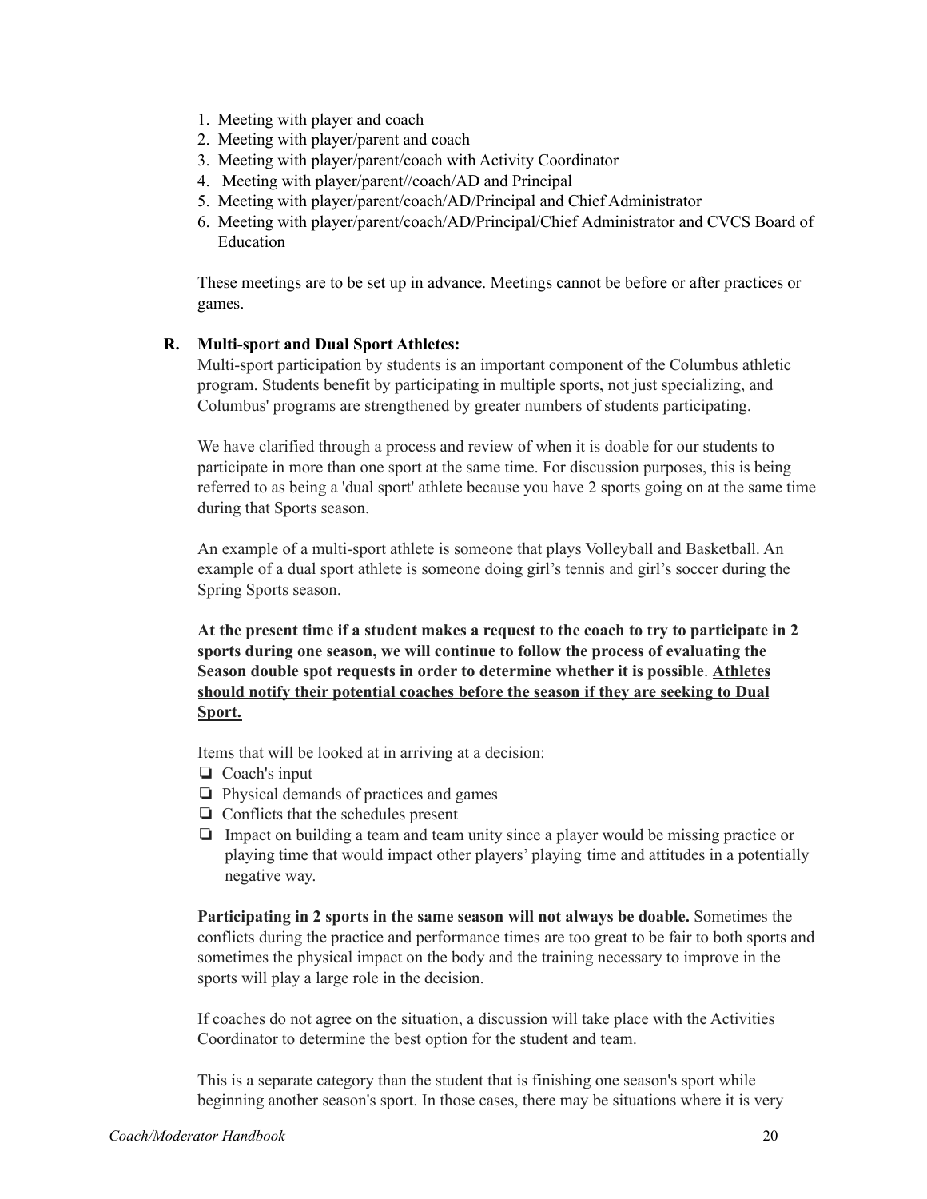1. Meeting with player and coach
2. Meeting with player/parent and coach
3. Meeting with player/parent/coach with Activity Coordinator
4. Meeting with player/parent//coach/AD and Principal
5. Meeting with player/parent/coach/AD/Principal and Chief Administrator
6. Meeting with player/parent/coach/AD/Principal/Chief Administrator and CVCS Board of Education

These meetings are to be set up in advance. Meetings cannot be before or after practices or games.

**R. Multi-sport and Dual Sport Athletes:**

Multi-sport participation by students is an important component of the Columbus athletic program. Students benefit by participating in multiple sports, not just specializing, and Columbus' programs are strengthened by greater numbers of students participating.

We have clarified through a process and review of when it is doable for our students to participate in more than one sport at the same time. For discussion purposes, this is being referred to as being a 'dual sport' athlete because you have 2 sports going on at the same time during that Sports season.

An example of a multi-sport athlete is someone that plays Volleyball and Basketball. An example of a dual sport athlete is someone doing girl's tennis and girl's soccer during the Spring Sports season.

**At the present time if a student makes a request to the coach to try to participate in 2 sports during one season, we will continue to follow the process of evaluating the Season double spot requests in order to determine whether it is possible**. **<u>Athletes should notify their potential coaches before the season if they are seeking to Dual Sport.</u>**

Items that will be looked at in arriving at a decision:

- ❏ Coach's input
- ❏ Physical demands of practices and games
- ❏ Conflicts that the schedules present
- ❏ Impact on building a team and team unity since a player would be missing practice or playing time that would impact other players' playing time and attitudes in a potentially negative way.

**Participating in 2 sports in the same season will not always be doable.** Sometimes the conflicts during the practice and performance times are too great to be fair to both sports and sometimes the physical impact on the body and the training necessary to improve in the sports will play a large role in the decision.

If coaches do not agree on the situation, a discussion will take place with the Activities Coordinator to determine the best option for the student and team.

This is a separate category than the student that is finishing one season's sport while beginning another season's sport. In those cases, there may be situations where it is very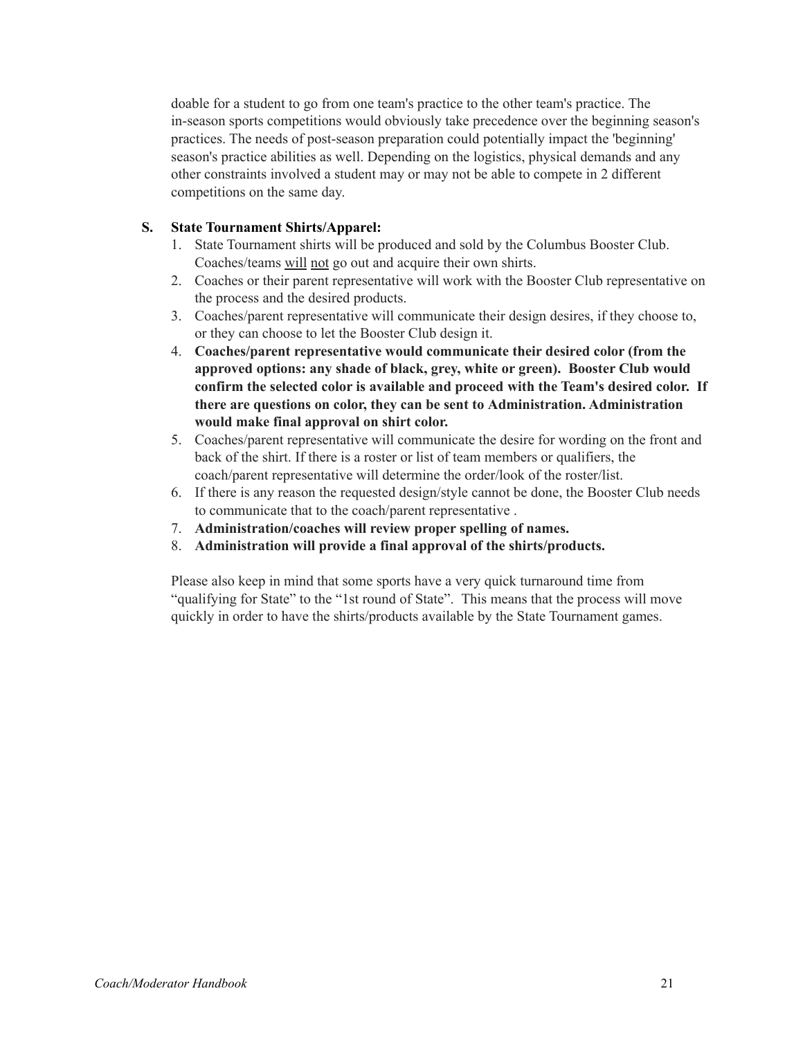doable for a student to go from one team's practice to the other team's practice. The in-season sports competitions would obviously take precedence over the beginning season's practices. The needs of post-season preparation could potentially impact the 'beginning' season's practice abilities as well. Depending on the logistics, physical demands and any other constraints involved a student may or may not be able to compete in 2 different competitions on the same day.

**S. State Tournament Shirts/Apparel:**

1. State Tournament shirts will be produced and sold by the Columbus Booster Club. Coaches/teams <u>will</u> <u>not</u> go out and acquire their own shirts.
2. Coaches or their parent representative will work with the Booster Club representative on the process and the desired products.
3. Coaches/parent representative will communicate their design desires, if they choose to, or they can choose to let the Booster Club design it.
4. **Coaches/parent representative would communicate their desired color (from the approved options: any shade of black, grey, white or green). Booster Club would confirm the selected color is available and proceed with the Team's desired color. If there are questions on color, they can be sent to Administration. Administration would make final approval on shirt color.**
5. Coaches/parent representative will communicate the desire for wording on the front and back of the shirt. If there is a roster or list of team members or qualifiers, the coach/parent representative will determine the order/look of the roster/list.
6. If there is any reason the requested design/style cannot be done, the Booster Club needs to communicate that to the coach/parent representative .
7. **Administration/coaches will review proper spelling of names.**
8. **Administration will provide a final approval of the shirts/products.**

Please also keep in mind that some sports have a very quick turnaround time from "qualifying for State" to the "1st round of State". This means that the process will move quickly in order to have the shirts/products available by the State Tournament games.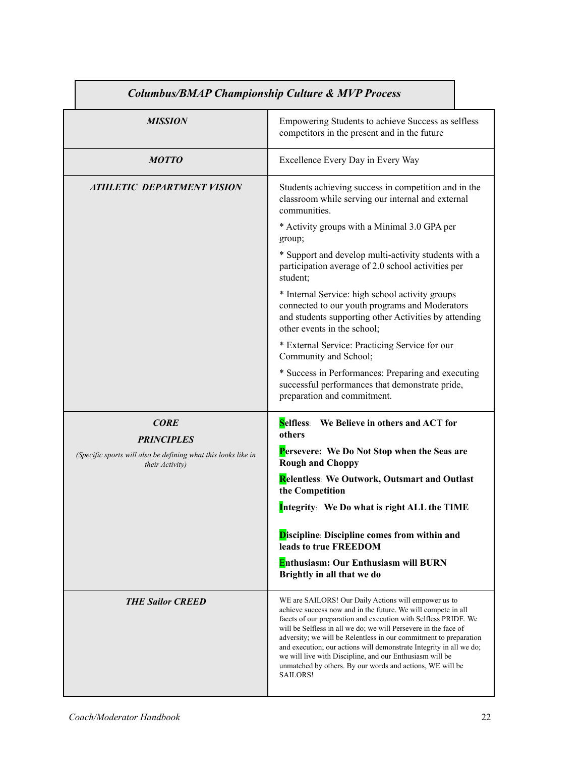## *Columbus/BMAP Championship Culture & MVP Process*

| | |
|---|---|
| ***MISSION*** | Empowering Students to achieve Success as selfless competitors in the present and in the future |
| ***MOTTO*** | Excellence Every Day in Every Way |
| ***ATHLETIC DEPARTMENT VISION*** | Students achieving success in competition and in the classroom while serving our internal and external communities.<br><br>* Activity groups with a Minimal 3.0 GPA per group;<br><br>* Support and develop multi-activity students with a participation average of 2.0 school activities per student;<br><br>* Internal Service: high school activity groups connected to our youth programs and Moderators and students supporting other Activities by attending other events in the school;<br><br>* External Service: Practicing Service for our Community and School;<br><br>* Success in Performances: Preparing and executing successful performances that demonstrate pride, preparation and commitment. |
| ***CORE PRINCIPLES***<br><br>*(Specific sports will also be defining what this looks like in their Activity)* | **Selfless: We Believe in others and ACT for others**<br><br>**Persevere: We Do Not Stop when the Seas are Rough and Choppy**<br><br>**Relentless: We Outwork, Outsmart and Outlast the Competition**<br><br>**Integrity: We Do what is right ALL the TIME**<br><br>**Discipline: Discipline comes from within and leads to true FREEDOM**<br><br>**Enthusiasm: Our Enthusiasm will BURN Brightly in all that we do** |
| ***THE Sailor CREED*** | WE are SAILORS! Our Daily Actions will empower us to achieve success now and in the future. We will compete in all facets of our preparation and execution with Selfless PRIDE. We will be Selfless in all we do; we will Persevere in the face of adversity; we will be Relentless in our commitment to preparation and execution; our actions will demonstrate Integrity in all we do; we will live with Discipline, and our Enthusiasm will be unmatched by others. By our words and actions, WE will be SAILORS! |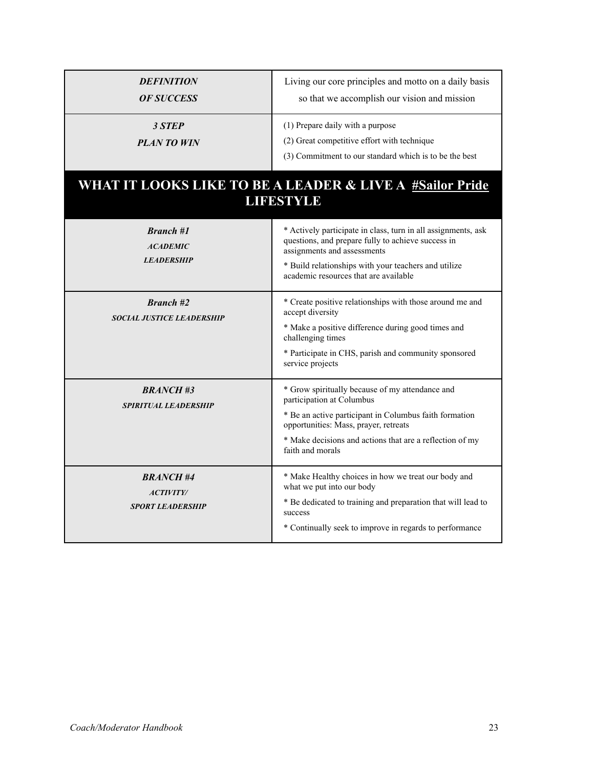| | |
|---|---|
| ***DEFINITION OF SUCCESS*** | Living our core principles and motto on a daily basis so that we accomplish our vision and mission |
| ***3 STEP PLAN TO WIN*** | (1) Prepare daily with a purpose<br>(2) Great competitive effort with technique<br>(3) Commitment to our standard which is to be the best |

## WHAT IT LOOKS LIKE TO BE A LEADER & LIVE A #Sailor Pride LIFESTYLE

| | |
|---|---|
| ***Branch #1***<br>***ACADEMIC LEADERSHIP*** | * Actively participate in class, turn in all assignments, ask questions, and prepare fully to achieve success in assignments and assessments<br>* Build relationships with your teachers and utilize academic resources that are available |
| ***Branch #2***<br>***SOCIAL JUSTICE LEADERSHIP*** | * Create positive relationships with those around me and accept diversity<br>* Make a positive difference during good times and challenging times<br>* Participate in CHS, parish and community sponsored service projects |
| ***BRANCH #3***<br>***SPIRITUAL LEADERSHIP*** | * Grow spiritually because of my attendance and participation at Columbus<br>* Be an active participant in Columbus faith formation opportunities: Mass, prayer, retreats<br>* Make decisions and actions that are a reflection of my faith and morals |
| ***BRANCH #4***<br>***ACTIVITY/ SPORT LEADERSHIP*** | * Make Healthy choices in how we treat our body and what we put into our body<br>* Be dedicated to training and preparation that will lead to success<br>* Continually seek to improve in regards to performance |